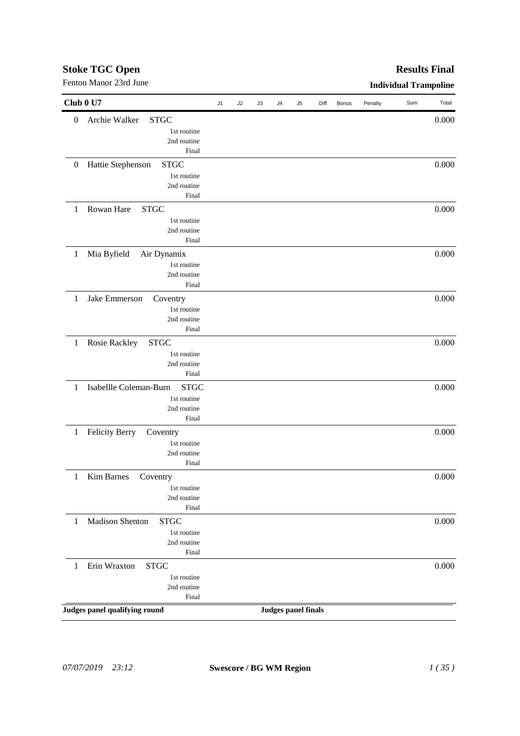# Stoke TGC Open

Fenton Manor 23rd June

**Results Final**

**Individual Trampoline**

| Club 0 U7 | | | J1 | J2 | J3 | J4 | J5 | Diff | Bonus | Penalty | Sum | Total |
|---|---|---|---|---|---|---|---|---|---|---|---|---|
| 0 | Archie Walker | STGC | | | | | | | | | | 0.000 |
| | | 1st routine | | | | | | | | | | |
| | | 2nd routine | | | | | | | | | | |
| | | Final | | | | | | | | | | |
| 0 | Hattie Stephenson | STGC | | | | | | | | | | 0.000 |
| | | 1st routine | | | | | | | | | | |
| | | 2nd routine | | | | | | | | | | |
| | | Final | | | | | | | | | | |
| 1 | Rowan Hare | STGC | | | | | | | | | | 0.000 |
| | | 1st routine | | | | | | | | | | |
| | | 2nd routine | | | | | | | | | | |
| | | Final | | | | | | | | | | |
| 1 | Mia Byfield | Air Dynamix | | | | | | | | | | 0.000 |
| | | 1st routine | | | | | | | | | | |
| | | 2nd routine | | | | | | | | | | |
| | | Final | | | | | | | | | | |
| 1 | Jake Emmerson | Coventry | | | | | | | | | | 0.000 |
| | | 1st routine | | | | | | | | | | |
| | | 2nd routine | | | | | | | | | | |
| | | Final | | | | | | | | | | |
| 1 | Rosie Rackley | STGC | | | | | | | | | | 0.000 |
| | | 1st routine | | | | | | | | | | |
| | | 2nd routine | | | | | | | | | | |
| | | Final | | | | | | | | | | |
| 1 | Isabellle Coleman-Burn | STGC | | | | | | | | | | 0.000 |
| | | 1st routine | | | | | | | | | | |
| | | 2nd routine | | | | | | | | | | |
| | | Final | | | | | | | | | | |
| 1 | Felicity Berry | Coventry | | | | | | | | | | 0.000 |
| | | 1st routine | | | | | | | | | | |
| | | 2nd routine | | | | | | | | | | |
| | | Final | | | | | | | | | | |
| 1 | Kim Barnes | Coventry | | | | | | | | | | 0.000 |
| | | 1st routine | | | | | | | | | | |
| | | 2nd routine | | | | | | | | | | |
| | | Final | | | | | | | | | | |
| 1 | Madison Shenton | STGC | | | | | | | | | | 0.000 |
| | | 1st routine | | | | | | | | | | |
| | | 2nd routine | | | | | | | | | | |
| | | Final | | | | | | | | | | |
| 1 | Erin Wraxton | STGC | | | | | | | | | | 0.000 |
| | | 1st routine | | | | | | | | | | |
| | | 2nd routine | | | | | | | | | | |
| | | Final | | | | | | | | | | |

**Judges panel qualifying round** **Judges panel finals**

*07/07/2019 23:12* **Swescore / BG WM Region**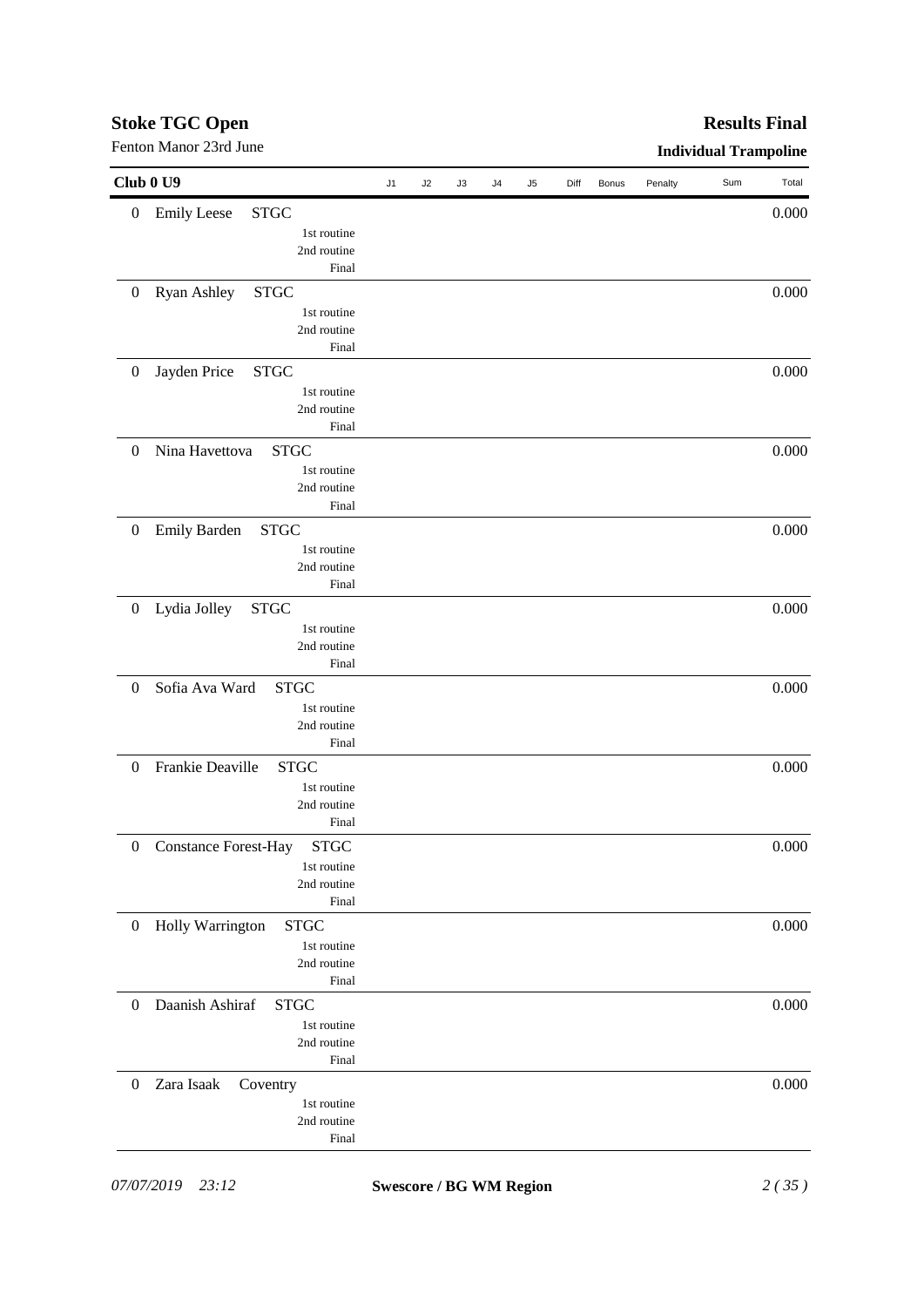# Stoke TGC Open

Fenton Manor 23rd June

## Results Final

### Individual Trampoline

**Club 0 U9**

| Rank | Name | Club | Routine | J1 | J2 | J3 | J4 | J5 | Diff | Bonus | Penalty | Sum | Total |
|---|---|---|---|---|---|---|---|---|---|---|---|---|---|
| 0 | Emily Leese | STGC | | | | | | | | | | | 0.000 |
| | | | 1st routine | | | | | | | | | | |
| | | | 2nd routine | | | | | | | | | | |
| | | | Final | | | | | | | | | | |
| 0 | Ryan Ashley | STGC | | | | | | | | | | | 0.000 |
| | | | 1st routine | | | | | | | | | | |
| | | | 2nd routine | | | | | | | | | | |
| | | | Final | | | | | | | | | | |
| 0 | Jayden Price | STGC | | | | | | | | | | | 0.000 |
| | | | 1st routine | | | | | | | | | | |
| | | | 2nd routine | | | | | | | | | | |
| | | | Final | | | | | | | | | | |
| 0 | Nina Havettova | STGC | | | | | | | | | | | 0.000 |
| | | | 1st routine | | | | | | | | | | |
| | | | 2nd routine | | | | | | | | | | |
| | | | Final | | | | | | | | | | |
| 0 | Emily Barden | STGC | | | | | | | | | | | 0.000 |
| | | | 1st routine | | | | | | | | | | |
| | | | 2nd routine | | | | | | | | | | |
| | | | Final | | | | | | | | | | |
| 0 | Lydia Jolley | STGC | | | | | | | | | | | 0.000 |
| | | | 1st routine | | | | | | | | | | |
| | | | 2nd routine | | | | | | | | | | |
| | | | Final | | | | | | | | | | |
| 0 | Sofia Ava Ward | STGC | | | | | | | | | | | 0.000 |
| | | | 1st routine | | | | | | | | | | |
| | | | 2nd routine | | | | | | | | | | |
| | | | Final | | | | | | | | | | |
| 0 | Frankie Deaville | STGC | | | | | | | | | | | 0.000 |
| | | | 1st routine | | | | | | | | | | |
| | | | 2nd routine | | | | | | | | | | |
| | | | Final | | | | | | | | | | |
| 0 | Constance Forest-Hay | STGC | | | | | | | | | | | 0.000 |
| | | | 1st routine | | | | | | | | | | |
| | | | 2nd routine | | | | | | | | | | |
| | | | Final | | | | | | | | | | |
| 0 | Holly Warrington | STGC | | | | | | | | | | | 0.000 |
| | | | 1st routine | | | | | | | | | | |
| | | | 2nd routine | | | | | | | | | | |
| | | | Final | | | | | | | | | | |
| 0 | Daanish Ashiraf | STGC | | | | | | | | | | | 0.000 |
| | | | 1st routine | | | | | | | | | | |
| | | | 2nd routine | | | | | | | | | | |
| | | | Final | | | | | | | | | | |
| 0 | Zara Isaak | Coventry | | | | | | | | | | | 0.000 |
| | | | 1st routine | | | | | | | | | | |
| | | | 2nd routine | | | | | | | | | | |
| | | | Final | | | | | | | | | | |

*07/07/2019 23:12* **Swescore / BG WM Region**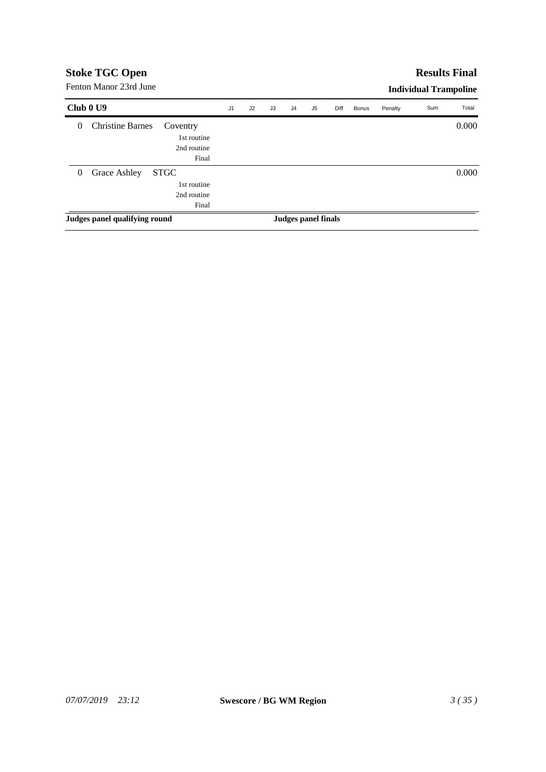## Stoke TGC Open

Fenton Manor 23rd June

## Results Final

### Individual Trampoline

| Club 0 U9 | | | J1 | J2 | J3 | J4 | J5 | Diff | Bonus | Penalty | Sum | Total |
|---|---|---|---|---|---|---|---|---|---|---|---|---|
| 0 | Christine Barnes | Coventry | | | | | | | | | | 0.000 |
| | | 1st routine | | | | | | | | | | |
| | | 2nd routine | | | | | | | | | | |
| | | Final | | | | | | | | | | |
| 0 | Grace Ashley | STGC | | | | | | | | | | 0.000 |
| | | 1st routine | | | | | | | | | | |
| | | 2nd routine | | | | | | | | | | |
| | | Final | | | | | | | | | | |

**Judges panel qualifying round** **Judges panel finals**

*07/07/2019 23:12* **Swescore / BG WM Region**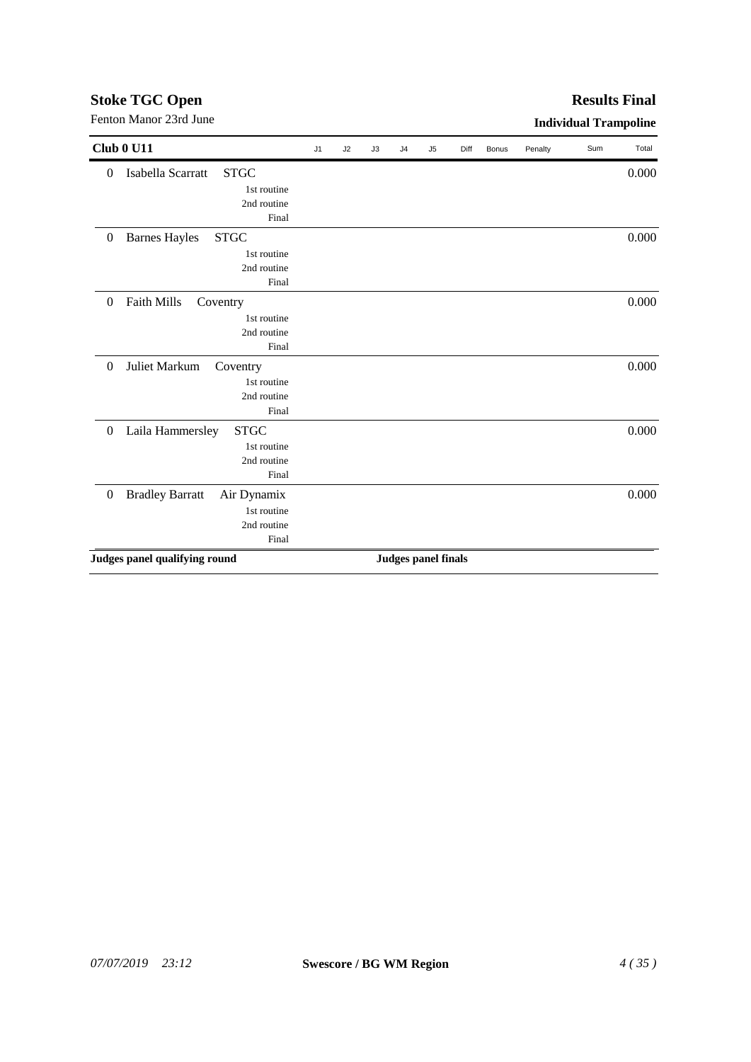# Stoke TGC Open

Fenton Manor 23rd June

## Results Final

**Individual Trampoline**

| Club 0 U11 | | | J1 | J2 | J3 | J4 | J5 | Diff | Bonus | Penalty | Sum | Total |
|---|---|---|---|---|---|---|---|---|---|---|---|---|
| 0 | Isabella Scarratt | STGC | | | | | | | | | | 0.000 |
| | | 1st routine | | | | | | | | | | |
| | | 2nd routine | | | | | | | | | | |
| | | Final | | | | | | | | | | |
| 0 | Barnes Hayles | STGC | | | | | | | | | | 0.000 |
| | | 1st routine | | | | | | | | | | |
| | | 2nd routine | | | | | | | | | | |
| | | Final | | | | | | | | | | |
| 0 | Faith Mills | Coventry | | | | | | | | | | 0.000 |
| | | 1st routine | | | | | | | | | | |
| | | 2nd routine | | | | | | | | | | |
| | | Final | | | | | | | | | | |
| 0 | Juliet Markum | Coventry | | | | | | | | | | 0.000 |
| | | 1st routine | | | | | | | | | | |
| | | 2nd routine | | | | | | | | | | |
| | | Final | | | | | | | | | | |
| 0 | Laila Hammersley | STGC | | | | | | | | | | 0.000 |
| | | 1st routine | | | | | | | | | | |
| | | 2nd routine | | | | | | | | | | |
| | | Final | | | | | | | | | | |
| 0 | Bradley Barratt | Air Dynamix | | | | | | | | | | 0.000 |
| | | 1st routine | | | | | | | | | | |
| | | 2nd routine | | | | | | | | | | |
| | | Final | | | | | | | | | | |

**Judges panel qualifying round** **Judges panel finals**

*07/07/2019 23:12* **Swescore / BG WM Region**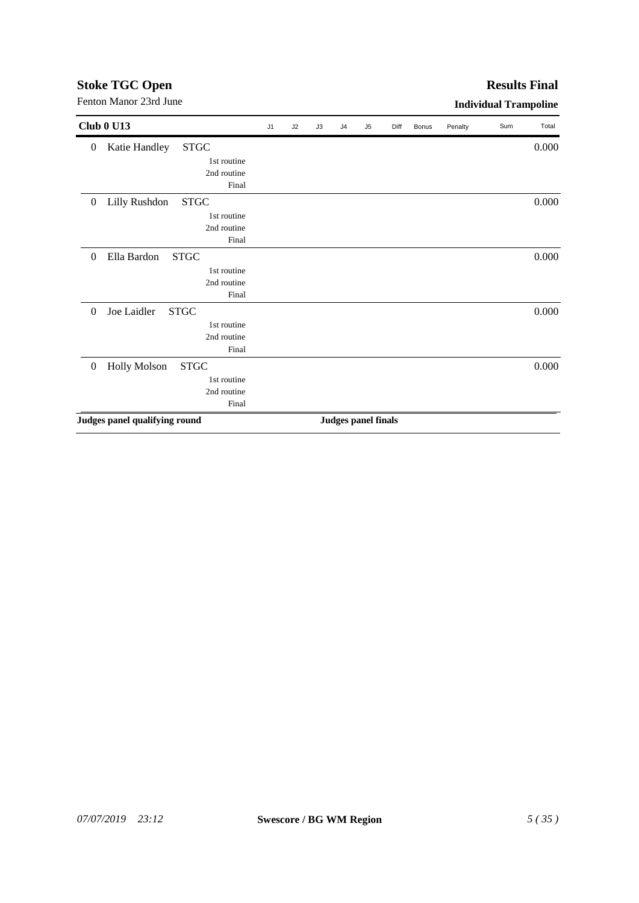## Stoke TGC Open

Fenton Manor 23rd June

**Results Final**

**Individual Trampoline**

| Club 0 U13 | | | J1 | J2 | J3 | J4 | J5 | Diff | Bonus | Penalty | Sum | Total |
|---|---|---|---|---|---|---|---|---|---|---|---|---|
| 0 | Katie Handley | STGC | | | | | | | | | | 0.000 |
| | | 1st routine | | | | | | | | | | |
| | | 2nd routine | | | | | | | | | | |
| | | Final | | | | | | | | | | |
| 0 | Lilly Rushdon | STGC | | | | | | | | | | 0.000 |
| | | 1st routine | | | | | | | | | | |
| | | 2nd routine | | | | | | | | | | |
| | | Final | | | | | | | | | | |
| 0 | Ella Bardon | STGC | | | | | | | | | | 0.000 |
| | | 1st routine | | | | | | | | | | |
| | | 2nd routine | | | | | | | | | | |
| | | Final | | | | | | | | | | |
| 0 | Joe Laidler | STGC | | | | | | | | | | 0.000 |
| | | 1st routine | | | | | | | | | | |
| | | 2nd routine | | | | | | | | | | |
| | | Final | | | | | | | | | | |
| 0 | Holly Molson | STGC | | | | | | | | | | 0.000 |
| | | 1st routine | | | | | | | | | | |
| | | 2nd routine | | | | | | | | | | |
| | | Final | | | | | | | | | | |

**Judges panel qualifying round**

**Judges panel finals**

*07/07/2019 23:12*

**Swescore / BG WM Region**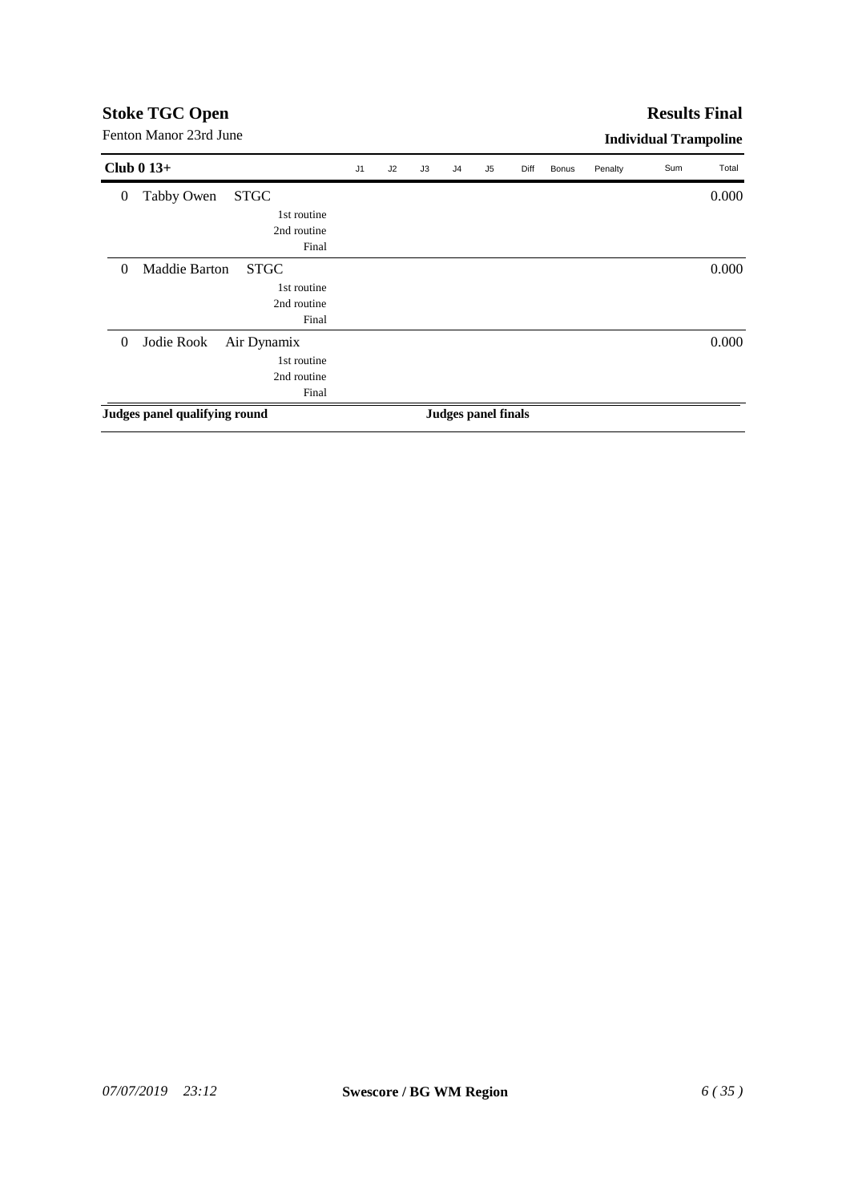# Stoke TGC Open

Fenton Manor 23rd June

**Results Final**

**Individual Trampoline**

| Club 0 13+ | | | J1 | J2 | J3 | J4 | J5 | Diff | Bonus | Penalty | Sum | Total |
|---|---|---|---|---|---|---|---|---|---|---|---|---|
| 0 | Tabby Owen | STGC | | | | | | | | | | 0.000 |
| | | 1st routine | | | | | | | | | | |
| | | 2nd routine | | | | | | | | | | |
| | | Final | | | | | | | | | | |
| 0 | Maddie Barton | STGC | | | | | | | | | | 0.000 |
| | | 1st routine | | | | | | | | | | |
| | | 2nd routine | | | | | | | | | | |
| | | Final | | | | | | | | | | |
| 0 | Jodie Rook | Air Dynamix | | | | | | | | | | 0.000 |
| | | 1st routine | | | | | | | | | | |
| | | 2nd routine | | | | | | | | | | |
| | | Final | | | | | | | | | | |

**Judges panel qualifying round**

**Judges panel finals**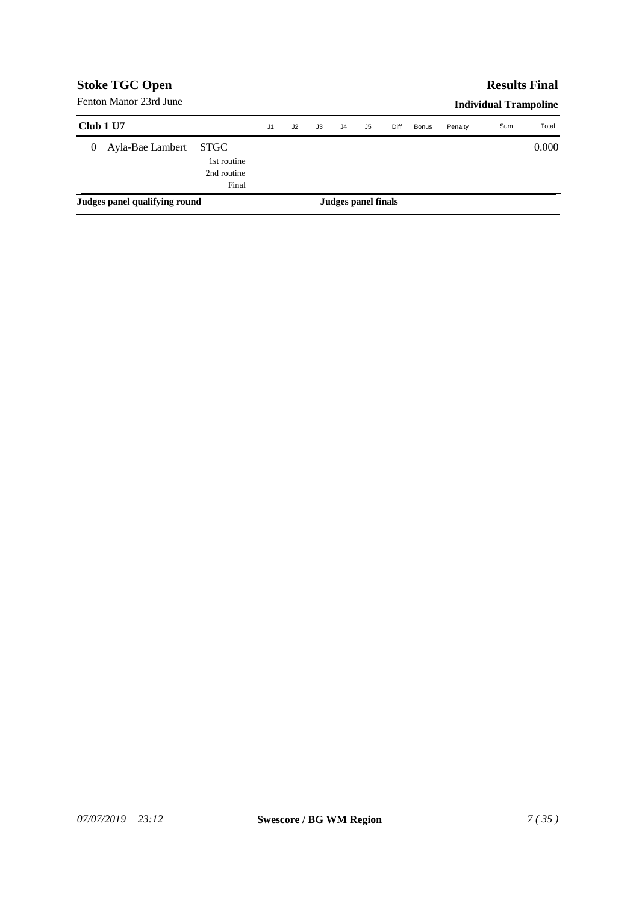**Stoke TGC Open**

Fenton Manor 23rd June

**Results Final**

**Individual Trampoline**

| Club 1 U7 | | | J1 | J2 | J3 | J4 | J5 | Diff | Bonus | Penalty | Sum | Total |
|---|---|---|---|---|---|---|---|---|---|---|---|---|
| 0 | Ayla-Bae Lambert | STGC | | | | | | | | | | 0.000 |
| | | 1st routine | | | | | | | | | | |
| | | 2nd routine | | | | | | | | | | |
| | | Final | | | | | | | | | | |

**Judges panel qualifying round** **Judges panel finals**

*07/07/2019 23:12* **Swescore / BG WM Region**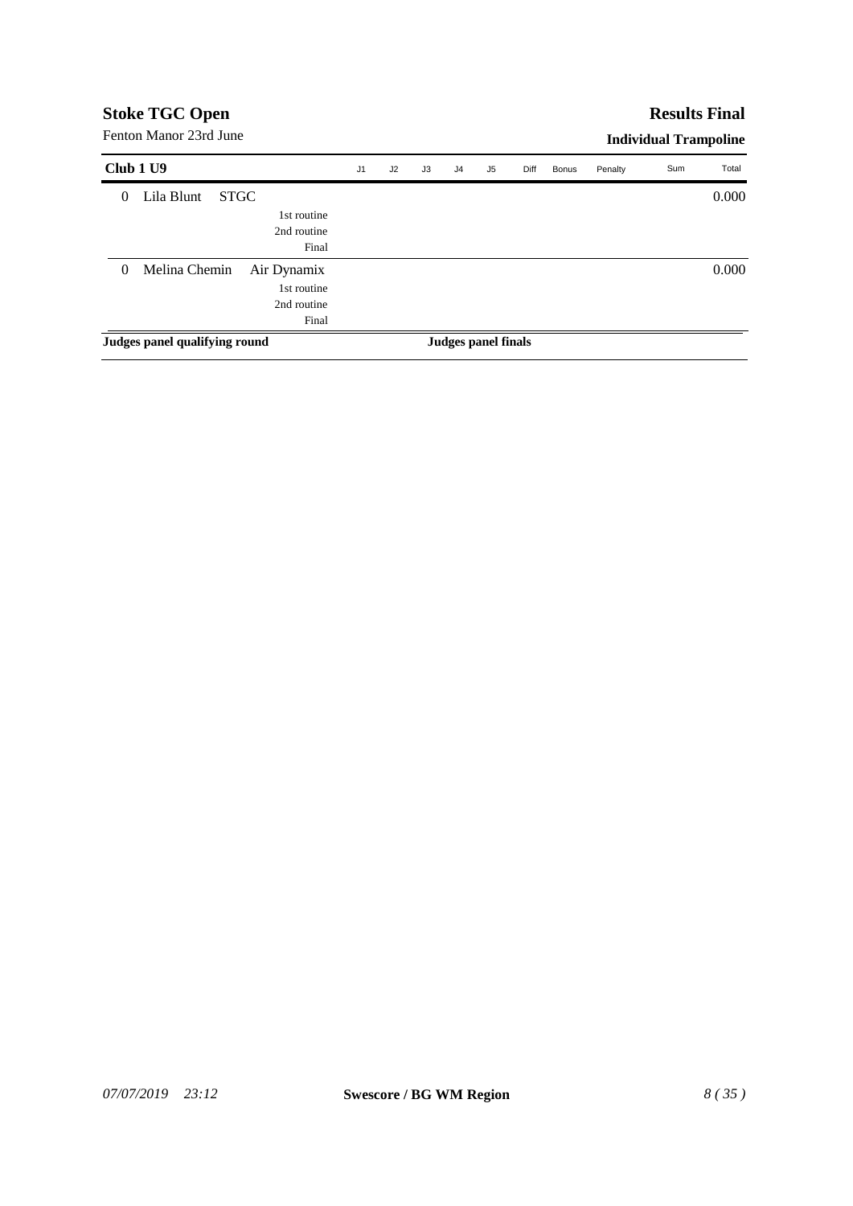## Stoke TGC Open

Fenton Manor 23rd June

## Results Final

**Individual Trampoline**

| **Club 1 U9** | | J1 | J2 | J3 | J4 | J5 | Diff | Bonus | Penalty | Sum | Total |
|---|---|---|---|---|---|---|---|---|---|---|---|
| 0 Lila Blunt | STGC | | | | | | | | | | 0.000 |
| | 1st routine | | | | | | | | | | |
| | 2nd routine | | | | | | | | | | |
| | Final | | | | | | | | | | |
| 0 Melina Chemin | Air Dynamix | | | | | | | | | | 0.000 |
| | 1st routine | | | | | | | | | | |
| | 2nd routine | | | | | | | | | | |
| | Final | | | | | | | | | | |

**Judges panel qualifying round** **Judges panel finals**

*07/07/2019 23:12* **Swescore / BG WM Region**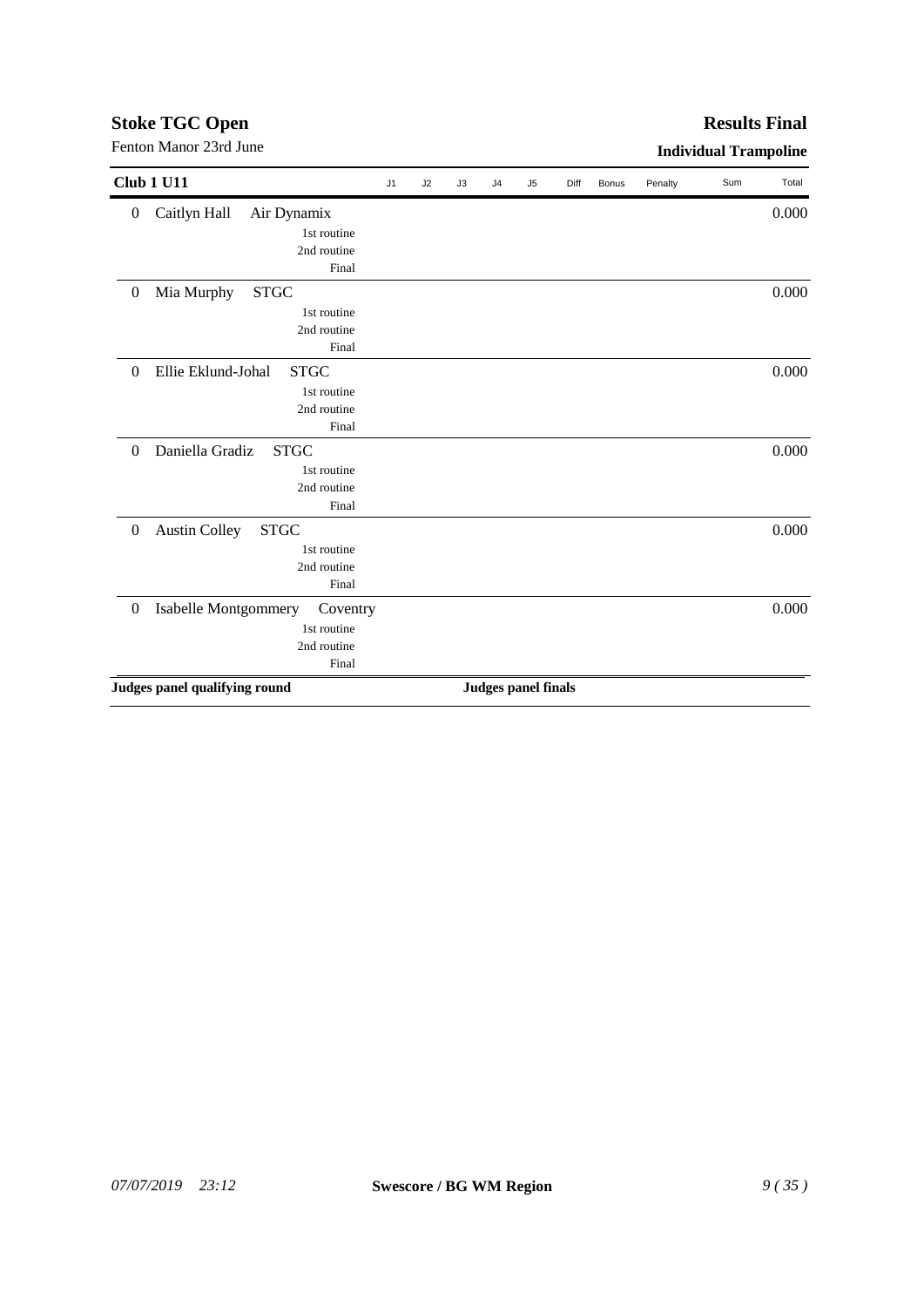## Stoke TGC Open

Fenton Manor 23rd June

**Results Final**

**Individual Trampoline**

| Club 1 U11 | | | J1 | J2 | J3 | J4 | J5 | Diff | Bonus | Penalty | Sum | Total |
|---|---|---|---|---|---|---|---|---|---|---|---|---|
| 0 | Caitlyn Hall | Air Dynamix | | | | | | | | | | 0.000 |
| | | 1st routine | | | | | | | | | | |
| | | 2nd routine | | | | | | | | | | |
| | | Final | | | | | | | | | | |
| 0 | Mia Murphy | STGC | | | | | | | | | | 0.000 |
| | | 1st routine | | | | | | | | | | |
| | | 2nd routine | | | | | | | | | | |
| | | Final | | | | | | | | | | |
| 0 | Ellie Eklund-Johal | STGC | | | | | | | | | | 0.000 |
| | | 1st routine | | | | | | | | | | |
| | | 2nd routine | | | | | | | | | | |
| | | Final | | | | | | | | | | |
| 0 | Daniella Gradiz | STGC | | | | | | | | | | 0.000 |
| | | 1st routine | | | | | | | | | | |
| | | 2nd routine | | | | | | | | | | |
| | | Final | | | | | | | | | | |
| 0 | Austin Colley | STGC | | | | | | | | | | 0.000 |
| | | 1st routine | | | | | | | | | | |
| | | 2nd routine | | | | | | | | | | |
| | | Final | | | | | | | | | | |
| 0 | Isabelle Montgommery | Coventry | | | | | | | | | | 0.000 |
| | | 1st routine | | | | | | | | | | |
| | | 2nd routine | | | | | | | | | | |
| | | Final | | | | | | | | | | |

**Judges panel qualifying round** **Judges panel finals**

*07/07/2019 23:12* **Swescore / BG WM Region**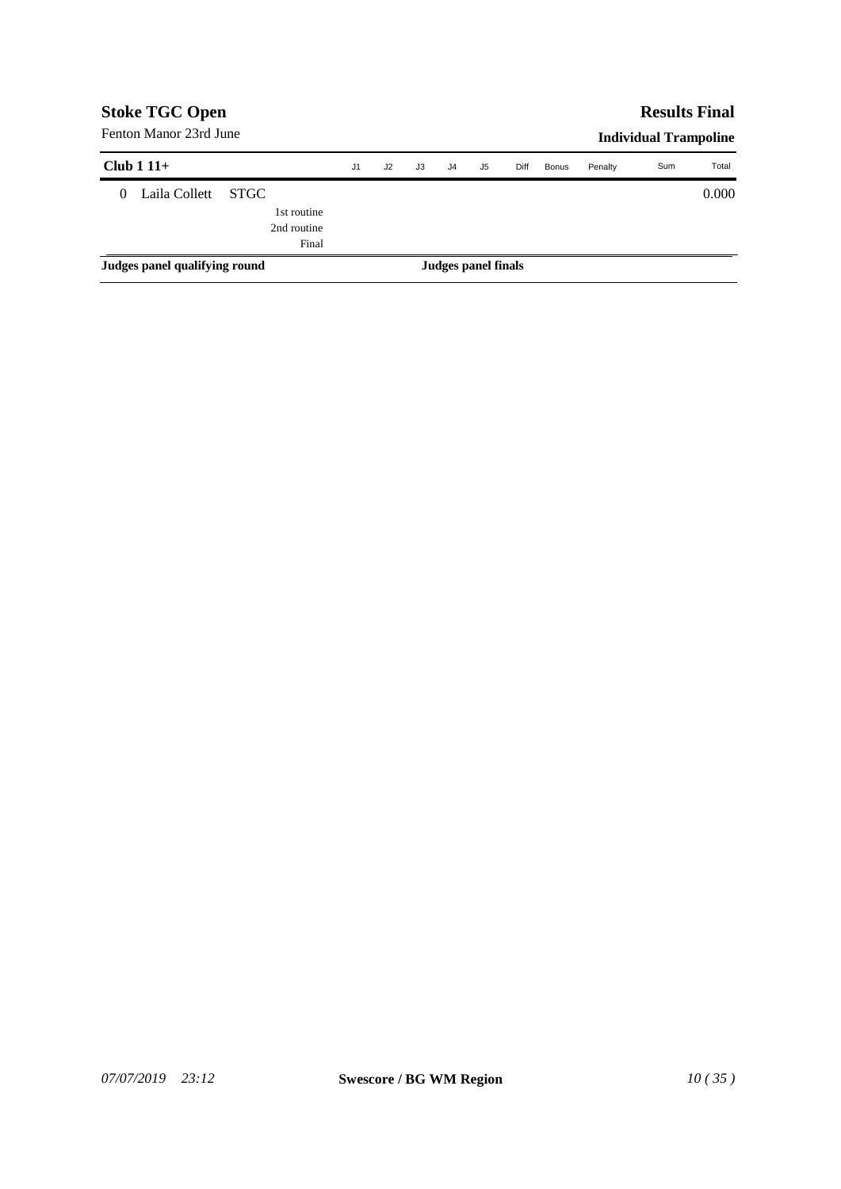## Stoke TGC Open

Fenton Manor 23rd June

## Results Final

**Individual Trampoline**

| Club 1 11+ | | J1 | J2 | J3 | J4 | J5 | Diff | Bonus | Penalty | Sum | Total |
|---|---|---|---|---|---|---|---|---|---|---|---|
| 0 Laila Collett STGC | | | | | | | | | | | 0.000 |
| | 1st routine | | | | | | | | | | |
| | 2nd routine | | | | | | | | | | |
| | Final | | | | | | | | | | |

**Judges panel qualifying round** **Judges panel finals**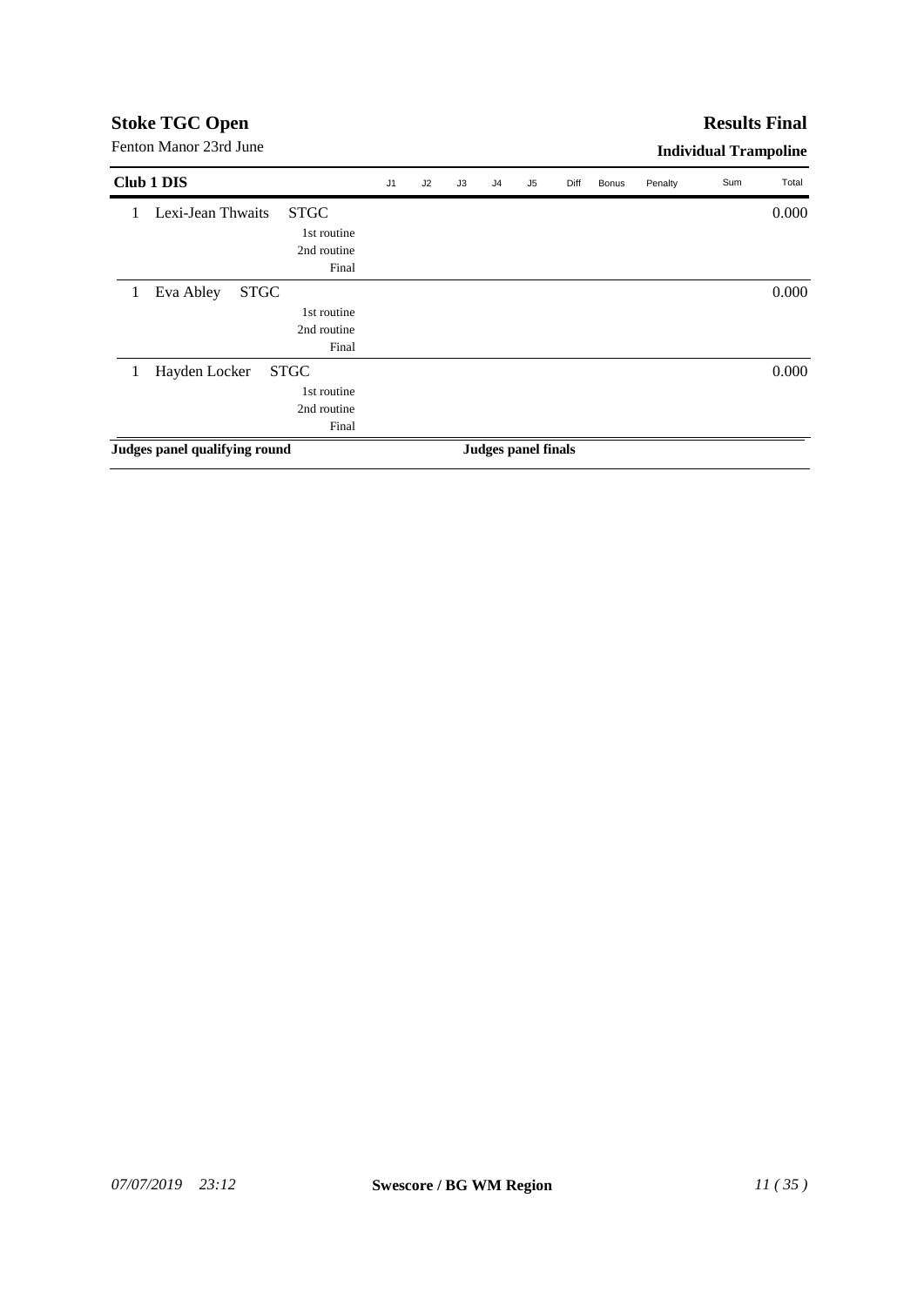# Stoke TGC Open

Fenton Manor 23rd June

**Results Final**

**Individual Trampoline**

| **Club 1 DIS** | | J1 | J2 | J3 | J4 | J5 | Diff | Bonus | Penalty | Sum | Total |
|---|---|---|---|---|---|---|---|---|---|---|---|
| 1 | Lexi-Jean Thwaits STGC | | | | | | | | | | 0.000 |
| | 1st routine | | | | | | | | | | |
| | 2nd routine | | | | | | | | | | |
| | Final | | | | | | | | | | |
| 1 | Eva Abley STGC | | | | | | | | | | 0.000 |
| | 1st routine | | | | | | | | | | |
| | 2nd routine | | | | | | | | | | |
| | Final | | | | | | | | | | |
| 1 | Hayden Locker STGC | | | | | | | | | | 0.000 |
| | 1st routine | | | | | | | | | | |
| | 2nd routine | | | | | | | | | | |
| | Final | | | | | | | | | | |

**Judges panel qualifying round**

**Judges panel finals**

*07/07/2019 23:12*

**Swescore / BG WM Region**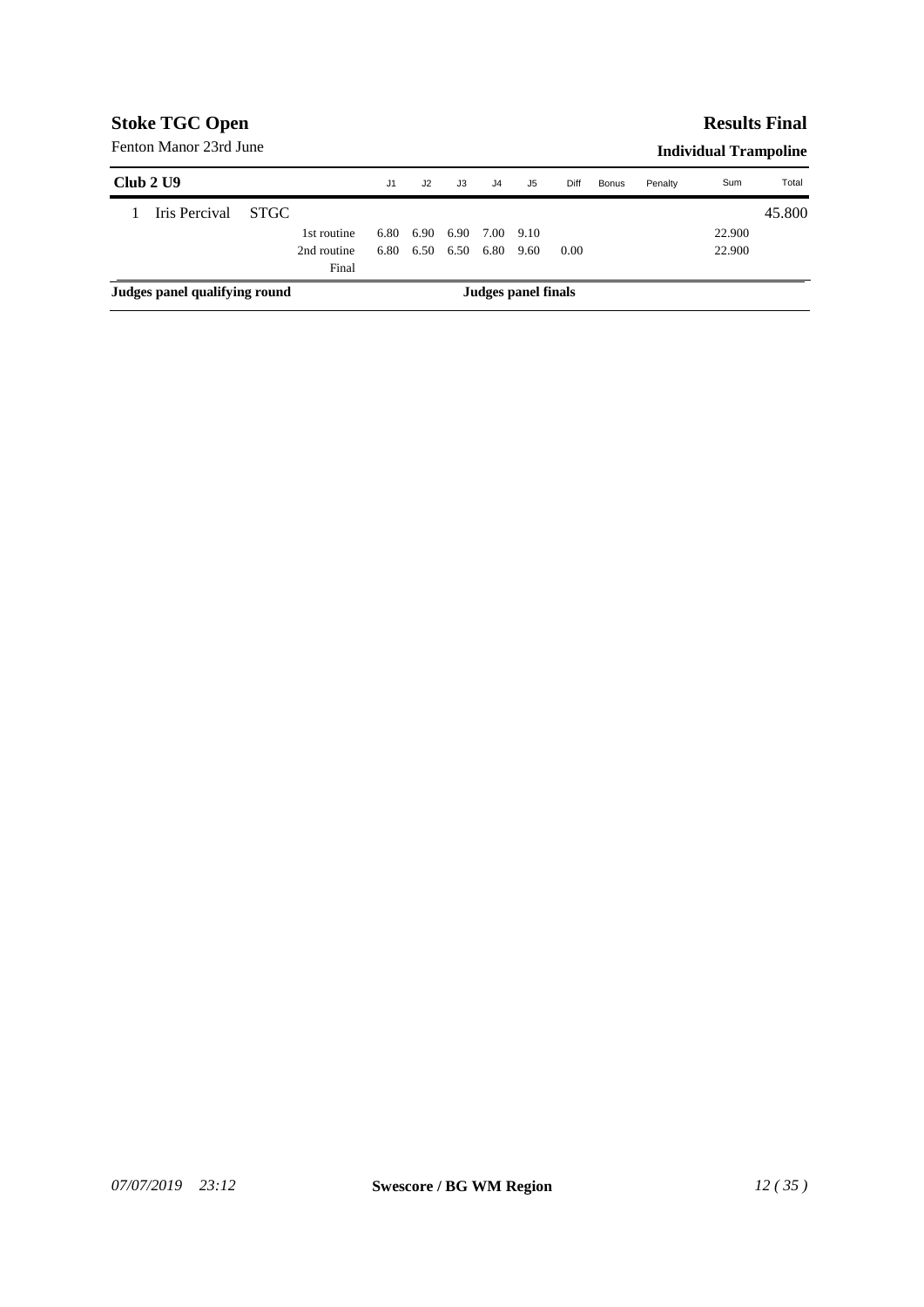**Stoke TGC Open**

Fenton Manor 23rd June

**Results Final**

**Individual Trampoline**

| Club 2 U9 | | | J1 | J2 | J3 | J4 | J5 | Diff | Bonus | Penalty | Sum | Total |
|---|---|---|---|---|---|---|---|---|---|---|---|---|
| 1 Iris Percival | STGC | | | | | | | | | | | 45.800 |
| | | 1st routine | 6.80 | 6.90 | 6.90 | 7.00 | 9.10 | | | | 22.900 | |
| | | 2nd routine | 6.80 | 6.50 | 6.50 | 6.80 | 9.60 | 0.00 | | | 22.900 | |
| | | Final | | | | | | | | | | |

**Judges panel qualifying round**

**Judges panel finals**

*07/07/2019 23:12* **Swescore / BG WM Region**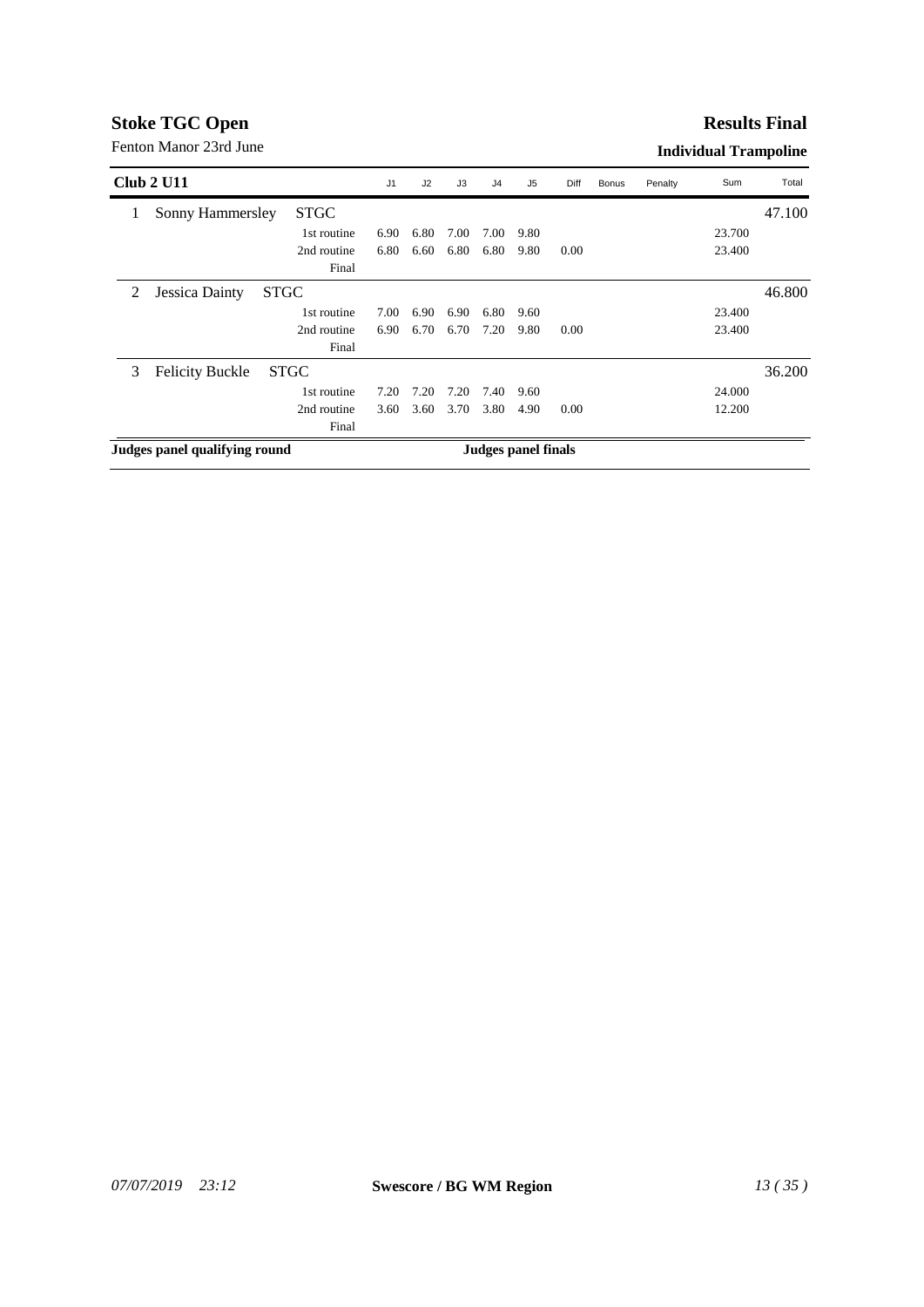## Stoke TGC Open

Fenton Manor 23rd June

**Results Final**

**Individual Trampoline**

| Club 2 U11 | | | J1 | J2 | J3 | J4 | J5 | Diff | Bonus | Penalty | Sum | Total |
|---|---|---|---|---|---|---|---|---|---|---|---|---|
| 1 | Sonny Hammersley | STGC | | | | | | | | | | 47.100 |
| | | 1st routine | 6.90 | 6.80 | 7.00 | 7.00 | 9.80 | | | | 23.700 | |
| | | 2nd routine | 6.80 | 6.60 | 6.80 | 6.80 | 9.80 | 0.00 | | | 23.400 | |
| | | Final | | | | | | | | | | |
| 2 | Jessica Dainty | STGC | | | | | | | | | | 46.800 |
| | | 1st routine | 7.00 | 6.90 | 6.90 | 6.80 | 9.60 | | | | 23.400 | |
| | | 2nd routine | 6.90 | 6.70 | 6.70 | 7.20 | 9.80 | 0.00 | | | 23.400 | |
| | | Final | | | | | | | | | | |
| 3 | Felicity Buckle | STGC | | | | | | | | | | 36.200 |
| | | 1st routine | 7.20 | 7.20 | 7.20 | 7.40 | 9.60 | | | | 24.000 | |
| | | 2nd routine | 3.60 | 3.60 | 3.70 | 3.80 | 4.90 | 0.00 | | | 12.200 | |
| | | Final | | | | | | | | | | |

**Judges panel qualifying round** **Judges panel finals**

*07/07/2019 23:12* **Swescore / BG WM Region**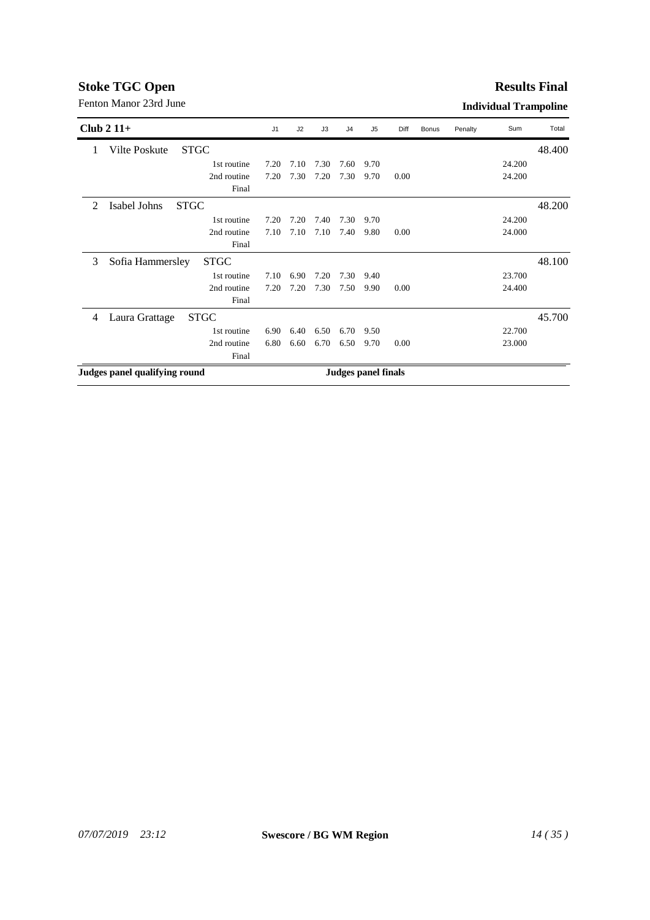## Stoke TGC Open

Fenton Manor 23rd June

## Results Final

### Individual Trampoline

| Club 2 11+ | | | J1 | J2 | J3 | J4 | J5 | Diff | Bonus | Penalty | Sum | Total |
|---|---|---|---|---|---|---|---|---|---|---|---|---|
| 1 | Vilte Poskute | STGC | | | | | | | | | | 48.400 |
| | | 1st routine | 7.20 | 7.10 | 7.30 | 7.60 | 9.70 | | | | 24.200 | |
| | | 2nd routine | 7.20 | 7.30 | 7.20 | 7.30 | 9.70 | 0.00 | | | 24.200 | |
| | | Final | | | | | | | | | | |
| 2 | Isabel Johns | STGC | | | | | | | | | | 48.200 |
| | | 1st routine | 7.20 | 7.20 | 7.40 | 7.30 | 9.70 | | | | 24.200 | |
| | | 2nd routine | 7.10 | 7.10 | 7.10 | 7.40 | 9.80 | 0.00 | | | 24.000 | |
| | | Final | | | | | | | | | | |
| 3 | Sofia Hammersley | STGC | | | | | | | | | | 48.100 |
| | | 1st routine | 7.10 | 6.90 | 7.20 | 7.30 | 9.40 | | | | 23.700 | |
| | | 2nd routine | 7.20 | 7.20 | 7.30 | 7.50 | 9.90 | 0.00 | | | 24.400 | |
| | | Final | | | | | | | | | | |
| 4 | Laura Grattage | STGC | | | | | | | | | | 45.700 |
| | | 1st routine | 6.90 | 6.40 | 6.50 | 6.70 | 9.50 | | | | 22.700 | |
| | | 2nd routine | 6.80 | 6.60 | 6.70 | 6.50 | 9.70 | 0.00 | | | 23.000 | |
| | | Final | | | | | | | | | | |

**Judges panel qualifying round** **Judges panel finals**

*07/07/2019 23:12* **Swescore / BG WM Region**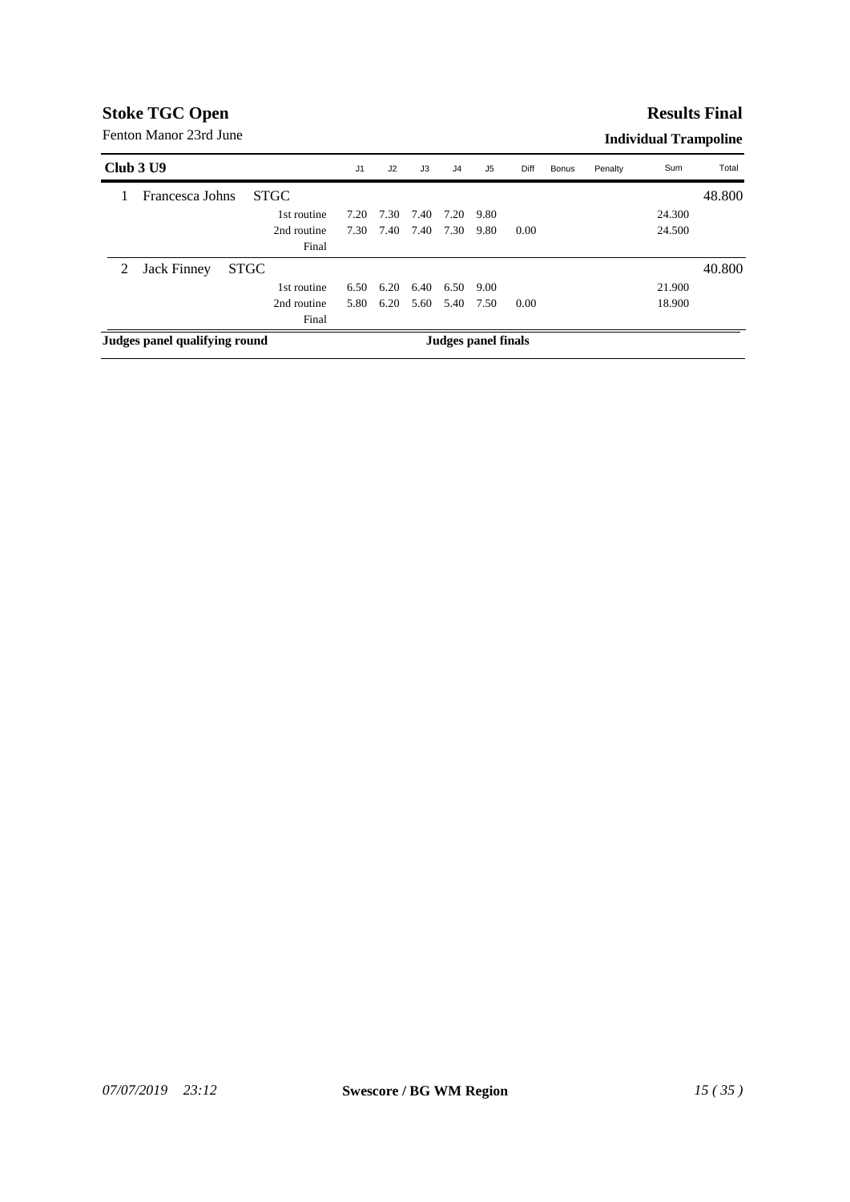## Stoke TGC Open

Fenton Manor 23rd June

## Results Final

### Individual Trampoline

| Club 3 U9 | | | J1 | J2 | J3 | J4 | J5 | Diff | Bonus | Penalty | Sum | Total |
|---|---|---|---|---|---|---|---|---|---|---|---|---|
| 1 | Francesca Johns STGC | | | | | | | | | | | 48.800 |
| | | 1st routine | 7.20 | 7.30 | 7.40 | 7.20 | 9.80 | | | | 24.300 | |
| | | 2nd routine | 7.30 | 7.40 | 7.40 | 7.30 | 9.80 | 0.00 | | | 24.500 | |
| | | Final | | | | | | | | | | |
| 2 | Jack Finney STGC | | | | | | | | | | | 40.800 |
| | | 1st routine | 6.50 | 6.20 | 6.40 | 6.50 | 9.00 | | | | 21.900 | |
| | | 2nd routine | 5.80 | 6.20 | 5.60 | 5.40 | 7.50 | 0.00 | | | 18.900 | |
| | | Final | | | | | | | | | | |

**Judges panel qualifying round** **Judges panel finals**

*07/07/2019 23:12* **Swescore / BG WM Region**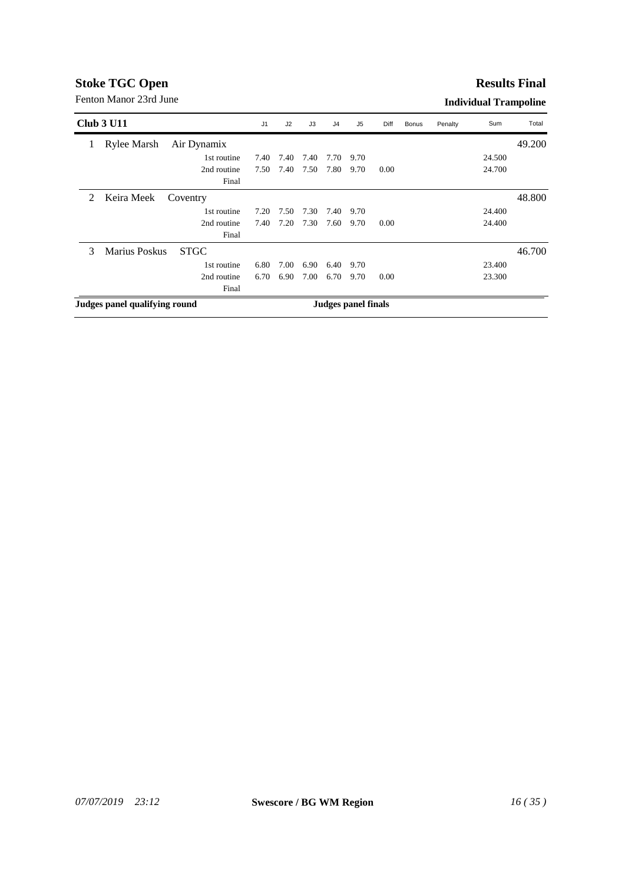## Stoke TGC Open

Fenton Manor 23rd June

**Results Final**

**Individual Trampoline**

| Club 3 U11 | | | J1 | J2 | J3 | J4 | J5 | Diff | Bonus | Penalty | Sum | Total |
|---|---|---|---|---|---|---|---|---|---|---|---|---|
| 1 | Rylee Marsh | Air Dynamix | | | | | | | | | | 49.200 |
| | | 1st routine | 7.40 | 7.40 | 7.40 | 7.70 | 9.70 | | | | 24.500 | |
| | | 2nd routine | 7.50 | 7.40 | 7.50 | 7.80 | 9.70 | 0.00 | | | 24.700 | |
| | | Final | | | | | | | | | | |
| 2 | Keira Meek | Coventry | | | | | | | | | | 48.800 |
| | | 1st routine | 7.20 | 7.50 | 7.30 | 7.40 | 9.70 | | | | 24.400 | |
| | | 2nd routine | 7.40 | 7.20 | 7.30 | 7.60 | 9.70 | 0.00 | | | 24.400 | |
| | | Final | | | | | | | | | | |
| 3 | Marius Poskus | STGC | | | | | | | | | | 46.700 |
| | | 1st routine | 6.80 | 7.00 | 6.90 | 6.40 | 9.70 | | | | 23.400 | |
| | | 2nd routine | 6.70 | 6.90 | 7.00 | 6.70 | 9.70 | 0.00 | | | 23.300 | |
| | | Final | | | | | | | | | | |

**Judges panel qualifying round**

**Judges panel finals**

*07/07/2019 23:12* **Swescore / BG WM Region**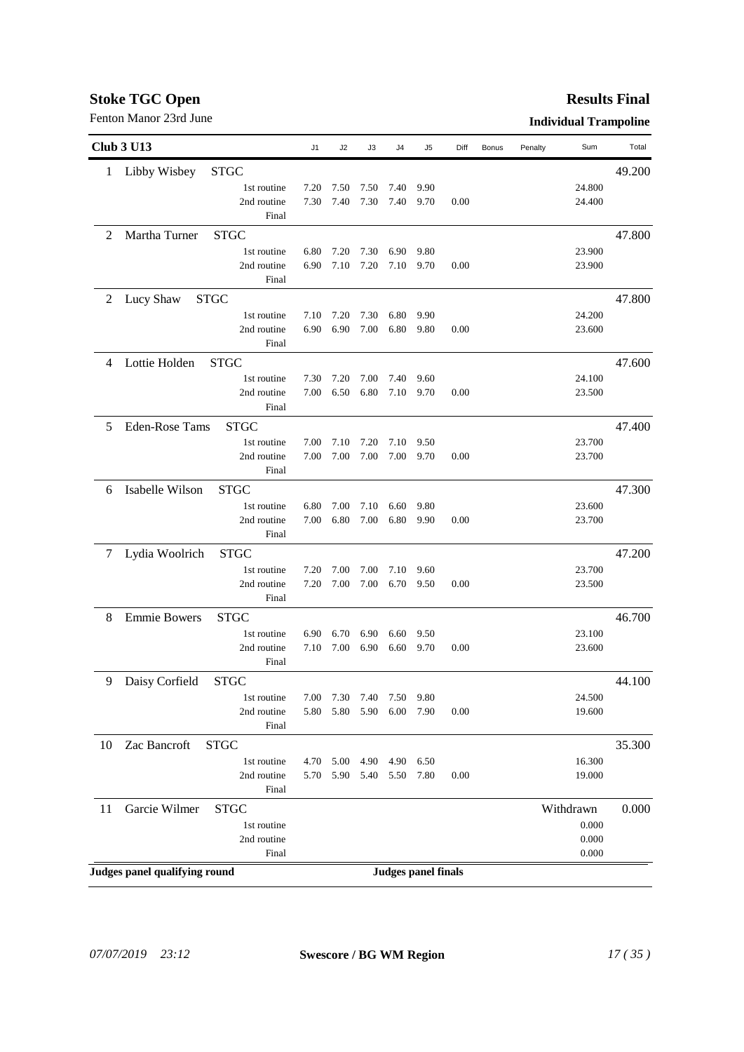**Stoke TGC Open**

Fenton Manor 23rd June

**Results Final**

**Individual Trampoline**

| Club 3 U13 | | | J1 | J2 | J3 | J4 | J5 | Diff | Bonus | Penalty | Sum | Total |
|---|---|---|---|---|---|---|---|---|---|---|---|---|
| 1 | Libby Wisbey | STGC | | | | | | | | | | 49.200 |
| | | 1st routine | 7.20 | 7.50 | 7.50 | 7.40 | 9.90 | | | | 24.800 | |
| | | 2nd routine | 7.30 | 7.40 | 7.30 | 7.40 | 9.70 | 0.00 | | | 24.400 | |
| | | Final | | | | | | | | | | |
| 2 | Martha Turner | STGC | | | | | | | | | | 47.800 |
| | | 1st routine | 6.80 | 7.20 | 7.30 | 6.90 | 9.80 | | | | 23.900 | |
| | | 2nd routine | 6.90 | 7.10 | 7.20 | 7.10 | 9.70 | 0.00 | | | 23.900 | |
| | | Final | | | | | | | | | | |
| 2 | Lucy Shaw | STGC | | | | | | | | | | 47.800 |
| | | 1st routine | 7.10 | 7.20 | 7.30 | 6.80 | 9.90 | | | | 24.200 | |
| | | 2nd routine | 6.90 | 6.90 | 7.00 | 6.80 | 9.80 | 0.00 | | | 23.600 | |
| | | Final | | | | | | | | | | |
| 4 | Lottie Holden | STGC | | | | | | | | | | 47.600 |
| | | 1st routine | 7.30 | 7.20 | 7.00 | 7.40 | 9.60 | | | | 24.100 | |
| | | 2nd routine | 7.00 | 6.50 | 6.80 | 7.10 | 9.70 | 0.00 | | | 23.500 | |
| | | Final | | | | | | | | | | |
| 5 | Eden-Rose Tams | STGC | | | | | | | | | | 47.400 |
| | | 1st routine | 7.00 | 7.10 | 7.20 | 7.10 | 9.50 | | | | 23.700 | |
| | | 2nd routine | 7.00 | 7.00 | 7.00 | 7.00 | 9.70 | 0.00 | | | 23.700 | |
| | | Final | | | | | | | | | | |
| 6 | Isabelle Wilson | STGC | | | | | | | | | | 47.300 |
| | | 1st routine | 6.80 | 7.00 | 7.10 | 6.60 | 9.80 | | | | 23.600 | |
| | | 2nd routine | 7.00 | 6.80 | 7.00 | 6.80 | 9.90 | 0.00 | | | 23.700 | |
| | | Final | | | | | | | | | | |
| 7 | Lydia Woolrich | STGC | | | | | | | | | | 47.200 |
| | | 1st routine | 7.20 | 7.00 | 7.00 | 7.10 | 9.60 | | | | 23.700 | |
| | | 2nd routine | 7.20 | 7.00 | 7.00 | 6.70 | 9.50 | 0.00 | | | 23.500 | |
| | | Final | | | | | | | | | | |
| 8 | Emmie Bowers | STGC | | | | | | | | | | 46.700 |
| | | 1st routine | 6.90 | 6.70 | 6.90 | 6.60 | 9.50 | | | | 23.100 | |
| | | 2nd routine | 7.10 | 7.00 | 6.90 | 6.60 | 9.70 | 0.00 | | | 23.600 | |
| | | Final | | | | | | | | | | |
| 9 | Daisy Corfield | STGC | | | | | | | | | | 44.100 |
| | | 1st routine | 7.00 | 7.30 | 7.40 | 7.50 | 9.80 | | | | 24.500 | |
| | | 2nd routine | 5.80 | 5.80 | 5.90 | 6.00 | 7.90 | 0.00 | | | 19.600 | |
| | | Final | | | | | | | | | | |
| 10 | Zac Bancroft | STGC | | | | | | | | | | 35.300 |
| | | 1st routine | 4.70 | 5.00 | 4.90 | 4.90 | 6.50 | | | | 16.300 | |
| | | 2nd routine | 5.70 | 5.90 | 5.40 | 5.50 | 7.80 | 0.00 | | | 19.000 | |
| | | Final | | | | | | | | | | |
| 11 | Garcie Wilmer | STGC | | | | | | | | | Withdrawn | 0.000 |
| | | 1st routine | | | | | | | | | 0.000 | |
| | | 2nd routine | | | | | | | | | 0.000 | |
| | | Final | | | | | | | | | 0.000 | |

**Judges panel qualifying round** | **Judges panel finals**

*07/07/2019 23:12* **Swescore / BG WM Region**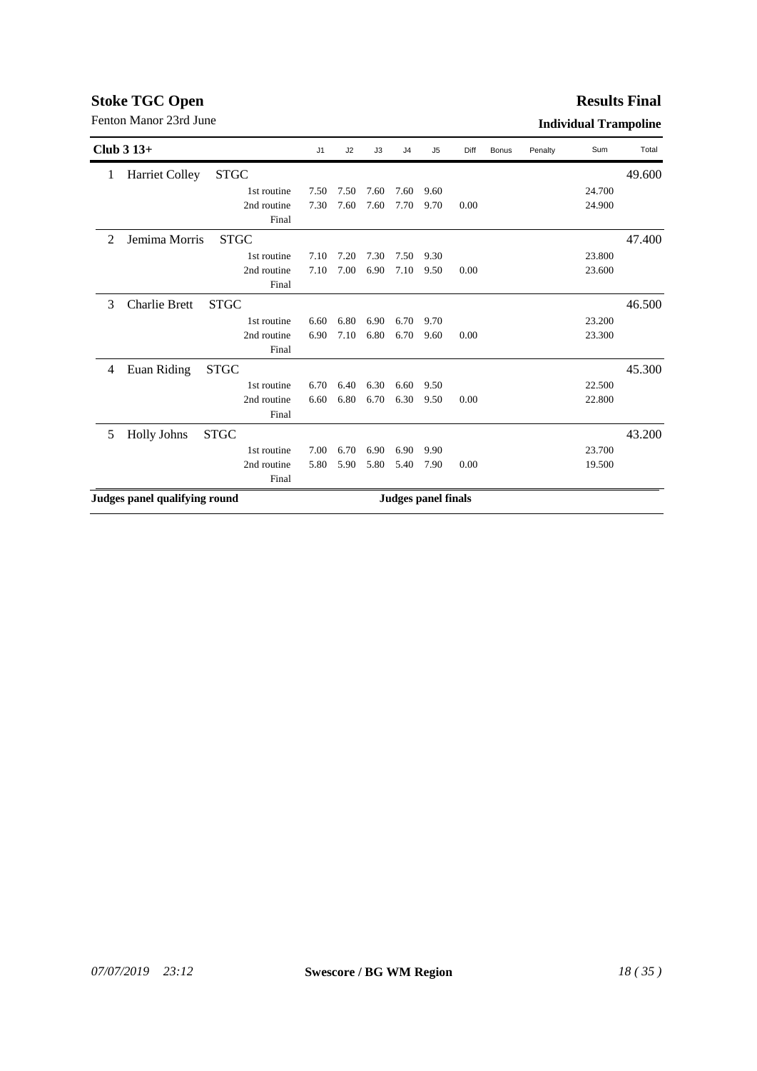**Stoke TGC Open**

Fenton Manor 23rd June

**Results Final**

**Individual Trampoline**

| Club 3 13+ | | | J1 | J2 | J3 | J4 | J5 | Diff | Bonus | Penalty | Sum | Total |
|---|---|---|---|---|---|---|---|---|---|---|---|---|
| 1 | Harriet Colley | STGC | | | | | | | | | | 49.600 |
| | | 1st routine | 7.50 | 7.50 | 7.60 | 7.60 | 9.60 | | | | 24.700 | |
| | | 2nd routine | 7.30 | 7.60 | 7.60 | 7.70 | 9.70 | 0.00 | | | 24.900 | |
| | | Final | | | | | | | | | | |
| 2 | Jemima Morris | STGC | | | | | | | | | | 47.400 |
| | | 1st routine | 7.10 | 7.20 | 7.30 | 7.50 | 9.30 | | | | 23.800 | |
| | | 2nd routine | 7.10 | 7.00 | 6.90 | 7.10 | 9.50 | 0.00 | | | 23.600 | |
| | | Final | | | | | | | | | | |
| 3 | Charlie Brett | STGC | | | | | | | | | | 46.500 |
| | | 1st routine | 6.60 | 6.80 | 6.90 | 6.70 | 9.70 | | | | 23.200 | |
| | | 2nd routine | 6.90 | 7.10 | 6.80 | 6.70 | 9.60 | 0.00 | | | 23.300 | |
| | | Final | | | | | | | | | | |
| 4 | Euan Riding | STGC | | | | | | | | | | 45.300 |
| | | 1st routine | 6.70 | 6.40 | 6.30 | 6.60 | 9.50 | | | | 22.500 | |
| | | 2nd routine | 6.60 | 6.80 | 6.70 | 6.30 | 9.50 | 0.00 | | | 22.800 | |
| | | Final | | | | | | | | | | |
| 5 | Holly Johns | STGC | | | | | | | | | | 43.200 |
| | | 1st routine | 7.00 | 6.70 | 6.90 | 6.90 | 9.90 | | | | 23.700 | |
| | | 2nd routine | 5.80 | 5.90 | 5.80 | 5.40 | 7.90 | 0.00 | | | 19.500 | |
| | | Final | | | | | | | | | | |

**Judges panel qualifying round** **Judges panel finals**

*07/07/2019 23:12* **Swescore / BG WM Region**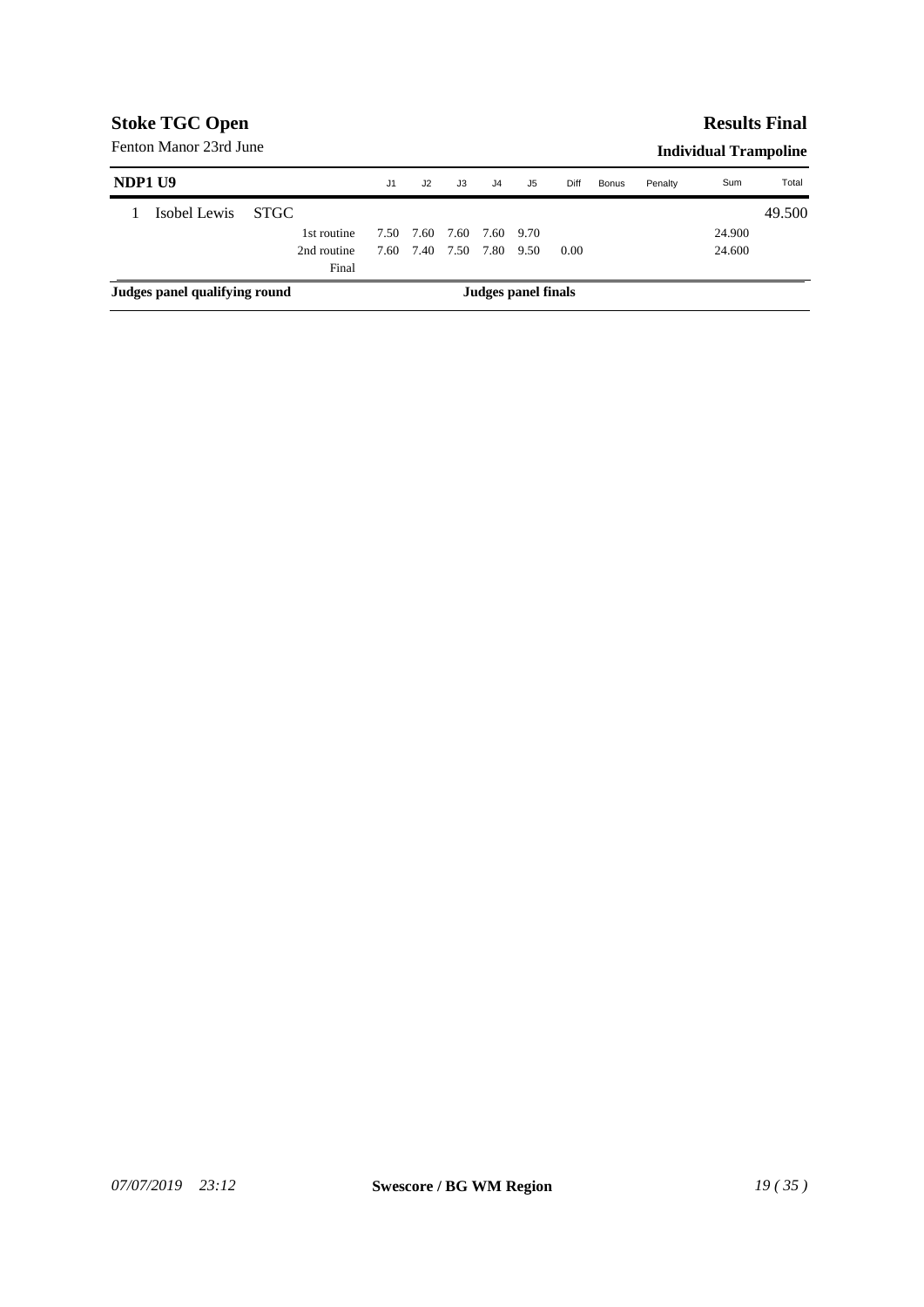**Stoke TGC Open**

Fenton Manor 23rd June

**Results Final**

**Individual Trampoline**

| NDP1 U9 | | | J1 | J2 | J3 | J4 | J5 | Diff | Bonus | Penalty | Sum | Total |
|---|---|---|---|---|---|---|---|---|---|---|---|---|
| 1 | Isobel Lewis | STGC | | | | | | | | | | 49.500 |
| | | 1st routine | 7.50 | 7.60 | 7.60 | 7.60 | 9.70 | | | | 24.900 | |
| | | 2nd routine | 7.60 | 7.40 | 7.50 | 7.80 | 9.50 | 0.00 | | | 24.600 | |
| | | Final | | | | | | | | | | |

**Judges panel qualifying round** **Judges panel finals**

*07/07/2019 23:12* **Swescore / BG WM Region**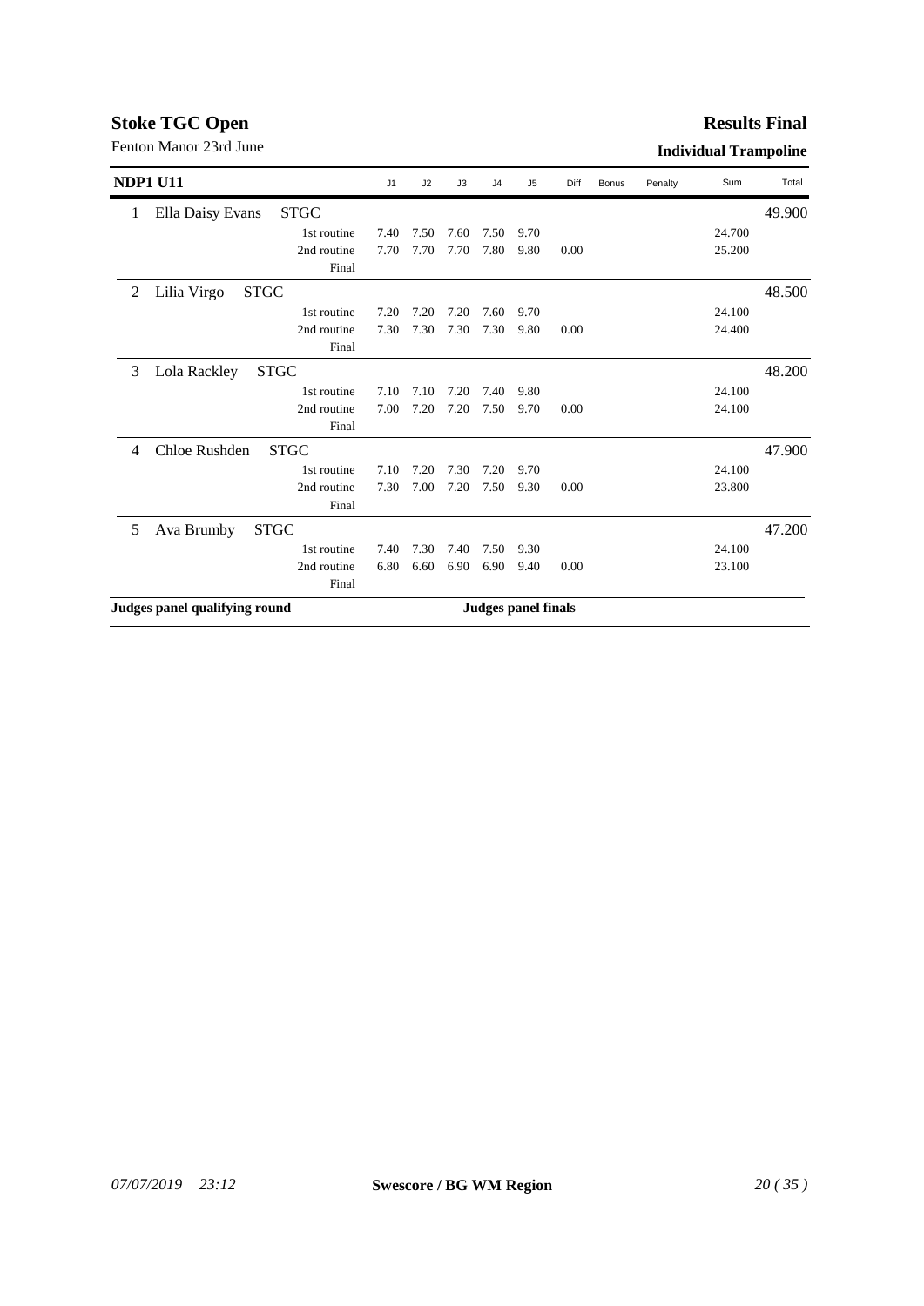# Stoke TGC Open

Fenton Manor 23rd June

**Results Final**

**Individual Trampoline**

| NDP1 U11 | | | J1 | J2 | J3 | J4 | J5 | Diff | Bonus | Penalty | Sum | Total |
|---|---|---|---|---|---|---|---|---|---|---|---|---|
| 1 | Ella Daisy Evans | STGC | | | | | | | | | | 49.900 |
| | | 1st routine | 7.40 | 7.50 | 7.60 | 7.50 | 9.70 | | | | 24.700 | |
| | | 2nd routine | 7.70 | 7.70 | 7.70 | 7.80 | 9.80 | 0.00 | | | 25.200 | |
| | | Final | | | | | | | | | | |
| 2 | Lilia Virgo | STGC | | | | | | | | | | 48.500 |
| | | 1st routine | 7.20 | 7.20 | 7.20 | 7.60 | 9.70 | | | | 24.100 | |
| | | 2nd routine | 7.30 | 7.30 | 7.30 | 7.30 | 9.80 | 0.00 | | | 24.400 | |
| | | Final | | | | | | | | | | |
| 3 | Lola Rackley | STGC | | | | | | | | | | 48.200 |
| | | 1st routine | 7.10 | 7.10 | 7.20 | 7.40 | 9.80 | | | | 24.100 | |
| | | 2nd routine | 7.00 | 7.20 | 7.20 | 7.50 | 9.70 | 0.00 | | | 24.100 | |
| | | Final | | | | | | | | | | |
| 4 | Chloe Rushden | STGC | | | | | | | | | | 47.900 |
| | | 1st routine | 7.10 | 7.20 | 7.30 | 7.20 | 9.70 | | | | 24.100 | |
| | | 2nd routine | 7.30 | 7.00 | 7.20 | 7.50 | 9.30 | 0.00 | | | 23.800 | |
| | | Final | | | | | | | | | | |
| 5 | Ava Brumby | STGC | | | | | | | | | | 47.200 |
| | | 1st routine | 7.40 | 7.30 | 7.40 | 7.50 | 9.30 | | | | 24.100 | |
| | | 2nd routine | 6.80 | 6.60 | 6.90 | 6.90 | 9.40 | 0.00 | | | 23.100 | |
| | | Final | | | | | | | | | | |

**Judges panel qualifying round** **Judges panel finals**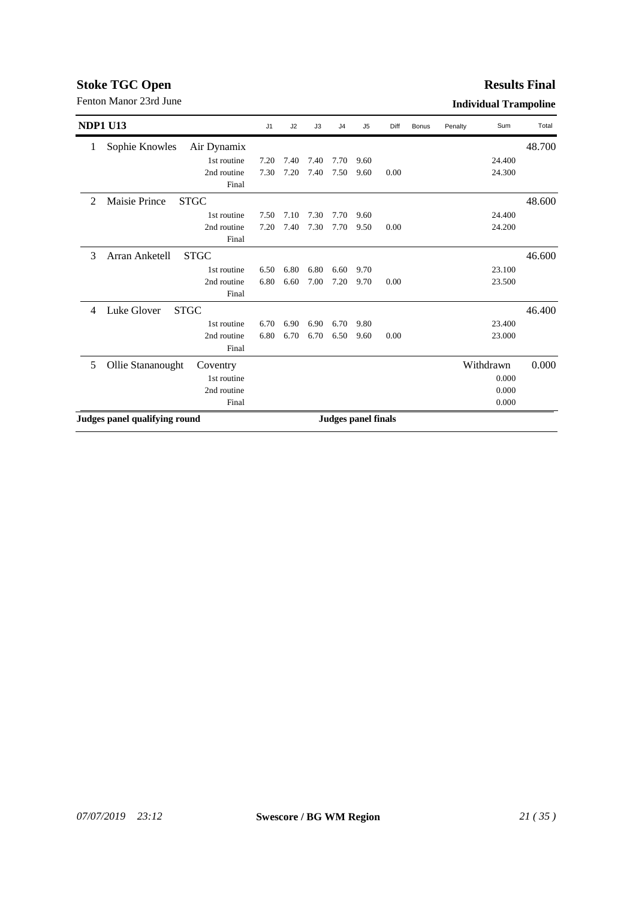**Stoke TGC Open**

Fenton Manor 23rd June

**Results Final**

**Individual Trampoline**

| NDP1 U13 | | | J1 | J2 | J3 | J4 | J5 | Diff | Bonus | Penalty | Sum | Total |
|---|---|---|---|---|---|---|---|---|---|---|---|---|
| 1 | Sophie Knowles | Air Dynamix | | | | | | | | | | 48.700 |
| | | 1st routine | 7.20 | 7.40 | 7.40 | 7.70 | 9.60 | | | | 24.400 | |
| | | 2nd routine | 7.30 | 7.20 | 7.40 | 7.50 | 9.60 | 0.00 | | | 24.300 | |
| | | Final | | | | | | | | | | |
| 2 | Maisie Prince | STGC | | | | | | | | | | 48.600 |
| | | 1st routine | 7.50 | 7.10 | 7.30 | 7.70 | 9.60 | | | | 24.400 | |
| | | 2nd routine | 7.20 | 7.40 | 7.30 | 7.70 | 9.50 | 0.00 | | | 24.200 | |
| | | Final | | | | | | | | | | |
| 3 | Arran Anketell | STGC | | | | | | | | | | 46.600 |
| | | 1st routine | 6.50 | 6.80 | 6.80 | 6.60 | 9.70 | | | | 23.100 | |
| | | 2nd routine | 6.80 | 6.60 | 7.00 | 7.20 | 9.70 | 0.00 | | | 23.500 | |
| | | Final | | | | | | | | | | |
| 4 | Luke Glover | STGC | | | | | | | | | | 46.400 |
| | | 1st routine | 6.70 | 6.90 | 6.90 | 6.70 | 9.80 | | | | 23.400 | |
| | | 2nd routine | 6.80 | 6.70 | 6.70 | 6.50 | 9.60 | 0.00 | | | 23.000 | |
| | | Final | | | | | | | | | | |
| 5 | Ollie Stananought | Coventry | | | | | | | | | Withdrawn | 0.000 |
| | | 1st routine | | | | | | | | | 0.000 | |
| | | 2nd routine | | | | | | | | | 0.000 | |
| | | Final | | | | | | | | | 0.000 | |

**Judges panel qualifying round**

**Judges panel finals**

*07/07/2019 23:12* **Swescore / BG WM Region**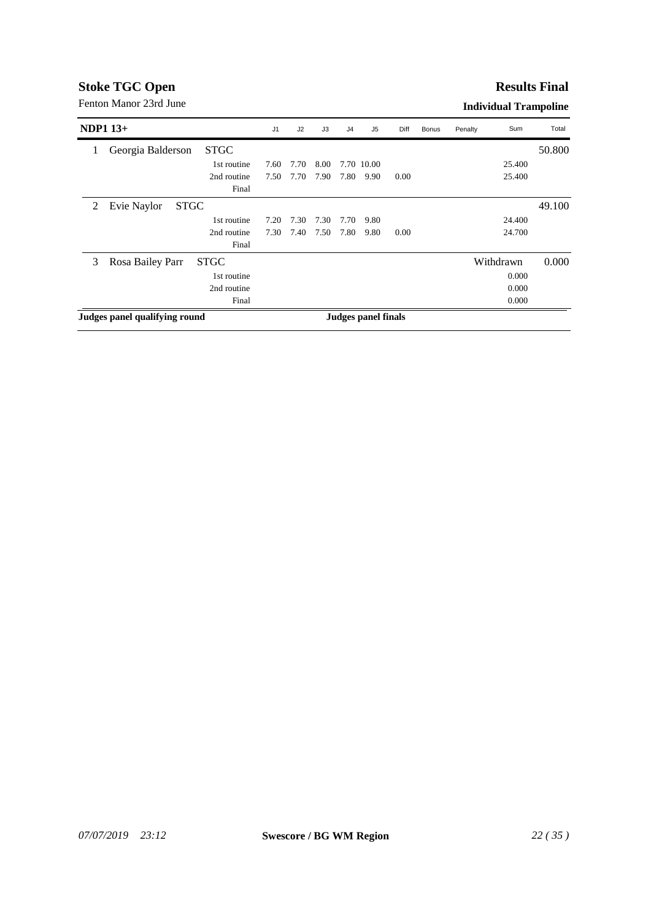**Stoke TGC Open**

Fenton Manor 23rd June

**Results Final**

**Individual Trampoline**

| **NDP1 13+** | | | J1 | J2 | J3 | J4 | J5 | Diff | Bonus | Penalty | Sum | Total |
|---|---|---|---|---|---|---|---|---|---|---|---|---|
| 1 | Georgia Balderson | STGC | | | | | | | | | | 50.800 |
| | | 1st routine | 7.60 | 7.70 | 8.00 | 7.70 | 10.00 | | | | 25.400 | |
| | | 2nd routine | 7.50 | 7.70 | 7.90 | 7.80 | 9.90 | 0.00 | | | 25.400 | |
| | | Final | | | | | | | | | | |
| 2 | Evie Naylor | STGC | | | | | | | | | | 49.100 |
| | | 1st routine | 7.20 | 7.30 | 7.30 | 7.70 | 9.80 | | | | 24.400 | |
| | | 2nd routine | 7.30 | 7.40 | 7.50 | 7.80 | 9.80 | 0.00 | | | 24.700 | |
| | | Final | | | | | | | | | | |
| 3 | Rosa Bailey Parr | STGC | | | | | | | | | Withdrawn | 0.000 |
| | | 1st routine | | | | | | | | | 0.000 | |
| | | 2nd routine | | | | | | | | | 0.000 | |
| | | Final | | | | | | | | | 0.000 | |

**Judges panel qualifying round**

**Judges panel finals**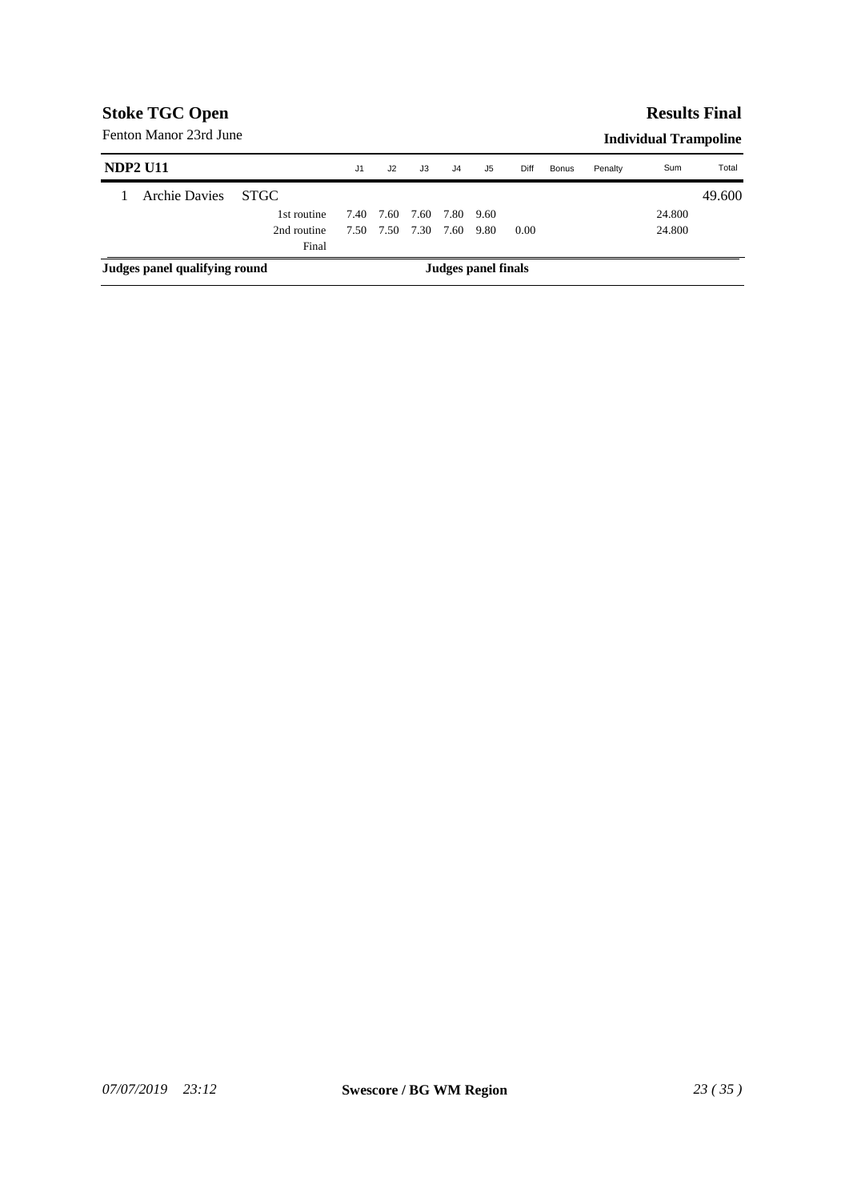## Stoke TGC Open

Fenton Manor 23rd June

## Results Final

**Individual Trampoline**

| **NDP2 U11** | | | J1 | J2 | J3 | J4 | J5 | Diff | Bonus | Penalty | Sum | Total |
|---|---|---|---|---|---|---|---|---|---|---|---|---|
| 1 | Archie Davies | STGC | | | | | | | | | | 49.600 |
| | | 1st routine | 7.40 | 7.60 | 7.60 | 7.80 | 9.60 | | | | 24.800 | |
| | | 2nd routine | 7.50 | 7.50 | 7.30 | 7.60 | 9.80 | 0.00 | | | 24.800 | |
| | | Final | | | | | | | | | | |

**Judges panel qualifying round**

**Judges panel finals**

*07/07/2019 23:12* **Swescore / BG WM Region**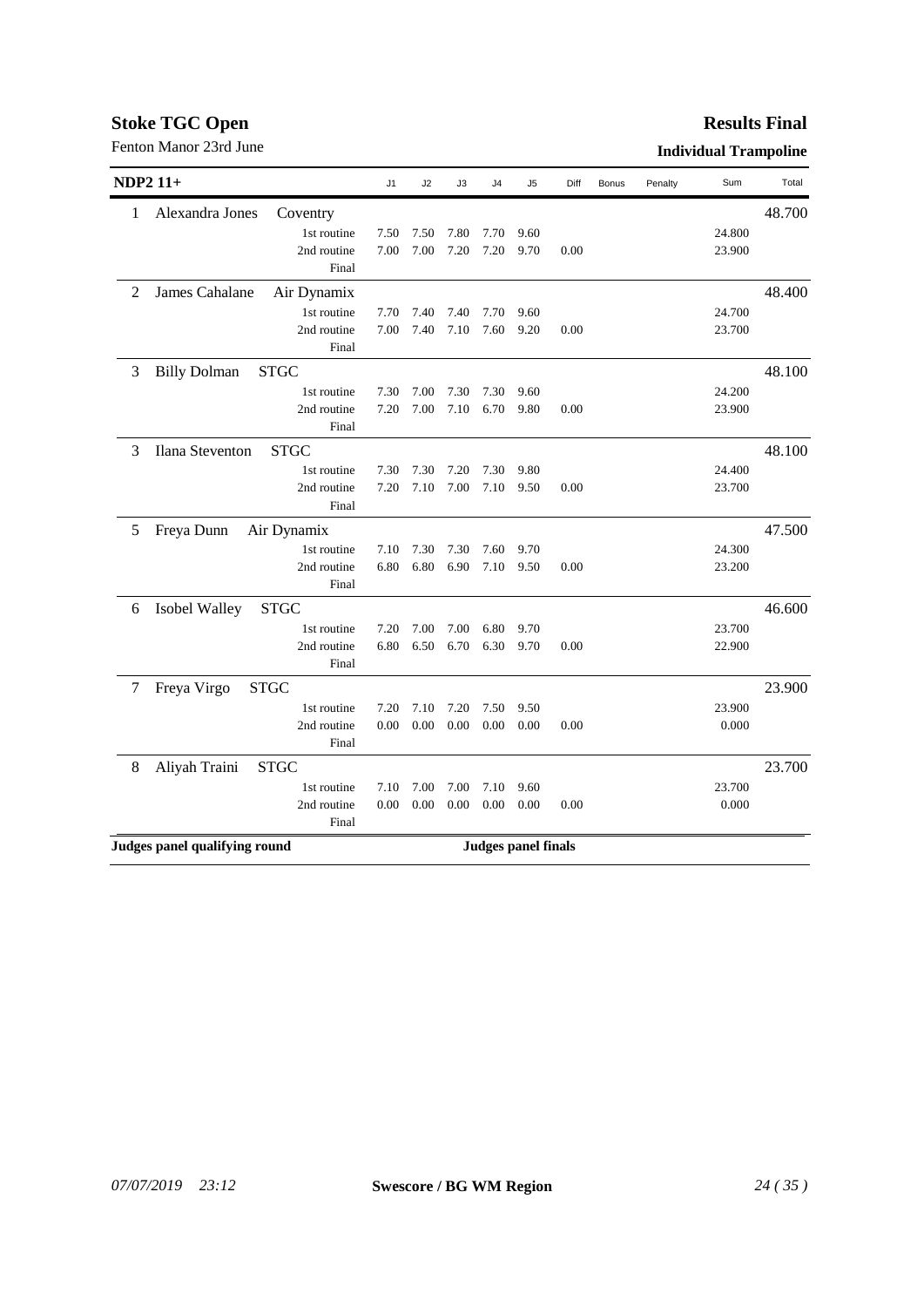# Stoke TGC Open

Fenton Manor 23rd June

## Results Final

**Individual Trampoline**

| NDP2 11+ | | | J1 | J2 | J3 | J4 | J5 | Diff | Bonus | Penalty | Sum | Total |
|---|---|---|---|---|---|---|---|---|---|---|---|---|
| 1 | Alexandra Jones | Coventry | | | | | | | | | | 48.700 |
| | | 1st routine | 7.50 | 7.50 | 7.80 | 7.70 | 9.60 | | | | 24.800 | |
| | | 2nd routine | 7.00 | 7.00 | 7.20 | 7.20 | 9.70 | 0.00 | | | 23.900 | |
| | | Final | | | | | | | | | | |
| 2 | James Cahalane | Air Dynamix | | | | | | | | | | 48.400 |
| | | 1st routine | 7.70 | 7.40 | 7.40 | 7.70 | 9.60 | | | | 24.700 | |
| | | 2nd routine | 7.00 | 7.40 | 7.10 | 7.60 | 9.20 | 0.00 | | | 23.700 | |
| | | Final | | | | | | | | | | |
| 3 | Billy Dolman | STGC | | | | | | | | | | 48.100 |
| | | 1st routine | 7.30 | 7.00 | 7.30 | 7.30 | 9.60 | | | | 24.200 | |
| | | 2nd routine | 7.20 | 7.00 | 7.10 | 6.70 | 9.80 | 0.00 | | | 23.900 | |
| | | Final | | | | | | | | | | |
| 3 | Ilana Steventon | STGC | | | | | | | | | | 48.100 |
| | | 1st routine | 7.30 | 7.30 | 7.20 | 7.30 | 9.80 | | | | 24.400 | |
| | | 2nd routine | 7.20 | 7.10 | 7.00 | 7.10 | 9.50 | 0.00 | | | 23.700 | |
| | | Final | | | | | | | | | | |
| 5 | Freya Dunn | Air Dynamix | | | | | | | | | | 47.500 |
| | | 1st routine | 7.10 | 7.30 | 7.30 | 7.60 | 9.70 | | | | 24.300 | |
| | | 2nd routine | 6.80 | 6.80 | 6.90 | 7.10 | 9.50 | 0.00 | | | 23.200 | |
| | | Final | | | | | | | | | | |
| 6 | Isobel Walley | STGC | | | | | | | | | | 46.600 |
| | | 1st routine | 7.20 | 7.00 | 7.00 | 6.80 | 9.70 | | | | 23.700 | |
| | | 2nd routine | 6.80 | 6.50 | 6.70 | 6.30 | 9.70 | 0.00 | | | 22.900 | |
| | | Final | | | | | | | | | | |
| 7 | Freya Virgo | STGC | | | | | | | | | | 23.900 |
| | | 1st routine | 7.20 | 7.10 | 7.20 | 7.50 | 9.50 | | | | 23.900 | |
| | | 2nd routine | 0.00 | 0.00 | 0.00 | 0.00 | 0.00 | 0.00 | | | 0.000 | |
| | | Final | | | | | | | | | | |
| 8 | Aliyah Traini | STGC | | | | | | | | | | 23.700 |
| | | 1st routine | 7.10 | 7.00 | 7.00 | 7.10 | 9.60 | | | | 23.700 | |
| | | 2nd routine | 0.00 | 0.00 | 0.00 | 0.00 | 0.00 | 0.00 | | | 0.000 | |
| | | Final | | | | | | | | | | |

**Judges panel qualifying round** **Judges panel finals**

*07/07/2019 23:12* **Swescore / BG WM Region**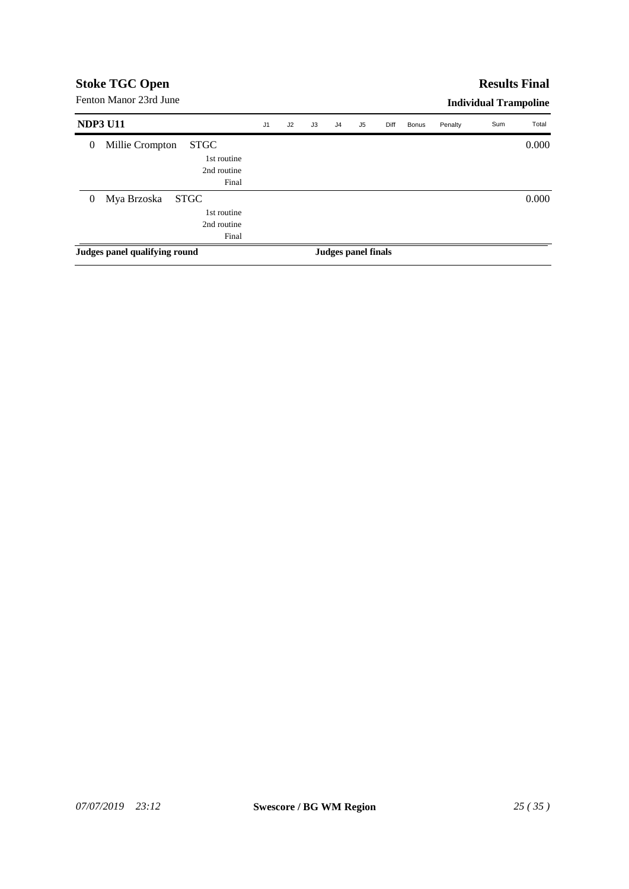**Stoke TGC Open**

Fenton Manor 23rd June

**Results Final**

**Individual Trampoline**

| NDP3 U11 | | J1 | J2 | J3 | J4 | J5 | Diff | Bonus | Penalty | Sum | Total |
|---|---|---|---|---|---|---|---|---|---|---|---|
| 0 Millie Crompton | STGC | | | | | | | | | | 0.000 |
| | 1st routine | | | | | | | | | | |
| | 2nd routine | | | | | | | | | | |
| | Final | | | | | | | | | | |
| 0 Mya Brzoska | STGC | | | | | | | | | | 0.000 |
| | 1st routine | | | | | | | | | | |
| | 2nd routine | | | | | | | | | | |
| | Final | | | | | | | | | | |

**Judges panel qualifying round** **Judges panel finals**

*07/07/2019 23:12* **Swescore / BG WM Region**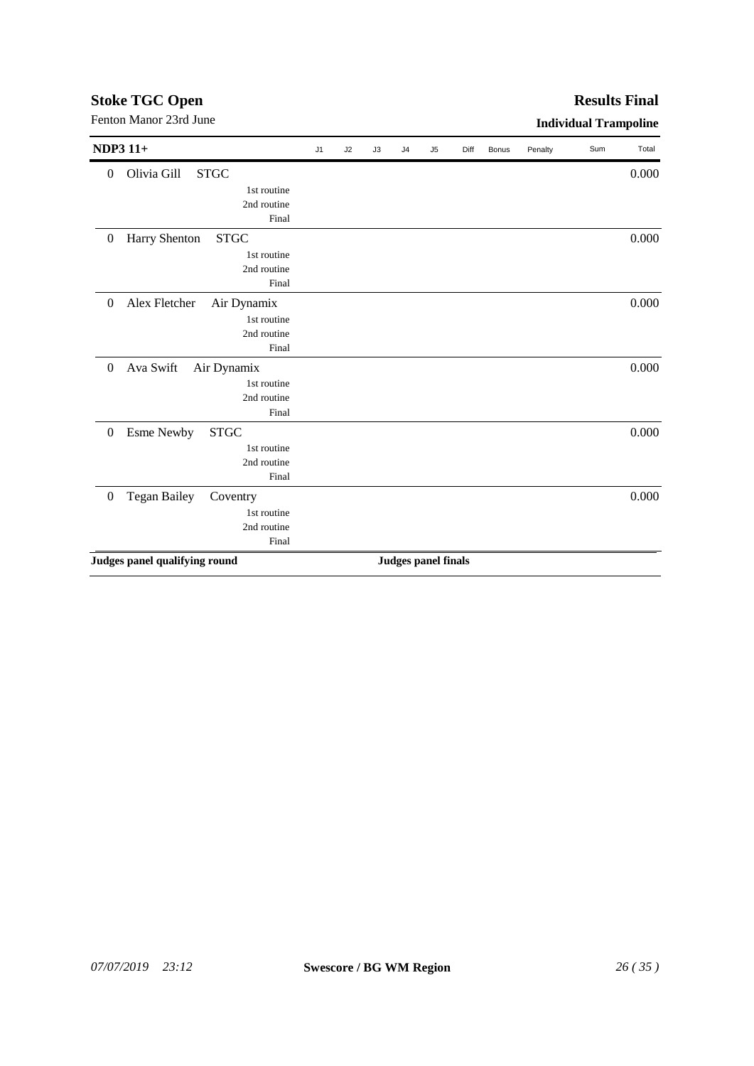## Stoke TGC Open

Fenton Manor 23rd June

## Results Final

### Individual Trampoline

| NDP3 11+ | | J1 | J2 | J3 | J4 | J5 | Diff | Bonus | Penalty | Sum | Total |
|---|---|---|---|---|---|---|---|---|---|---|---|
| 0 | Olivia Gill STGC | | | | | | | | | | 0.000 |
| | 1st routine | | | | | | | | | | |
| | 2nd routine | | | | | | | | | | |
| | Final | | | | | | | | | | |
| 0 | Harry Shenton STGC | | | | | | | | | | 0.000 |
| | 1st routine | | | | | | | | | | |
| | 2nd routine | | | | | | | | | | |
| | Final | | | | | | | | | | |
| 0 | Alex Fletcher Air Dynamix | | | | | | | | | | 0.000 |
| | 1st routine | | | | | | | | | | |
| | 2nd routine | | | | | | | | | | |
| | Final | | | | | | | | | | |
| 0 | Ava Swift Air Dynamix | | | | | | | | | | 0.000 |
| | 1st routine | | | | | | | | | | |
| | 2nd routine | | | | | | | | | | |
| | Final | | | | | | | | | | |
| 0 | Esme Newby STGC | | | | | | | | | | 0.000 |
| | 1st routine | | | | | | | | | | |
| | 2nd routine | | | | | | | | | | |
| | Final | | | | | | | | | | |
| 0 | Tegan Bailey Coventry | | | | | | | | | | 0.000 |
| | 1st routine | | | | | | | | | | |
| | 2nd routine | | | | | | | | | | |
| | Final | | | | | | | | | | |

**Judges panel qualifying round** **Judges panel finals**

*07/07/2019 23:12* **Swescore / BG WM Region**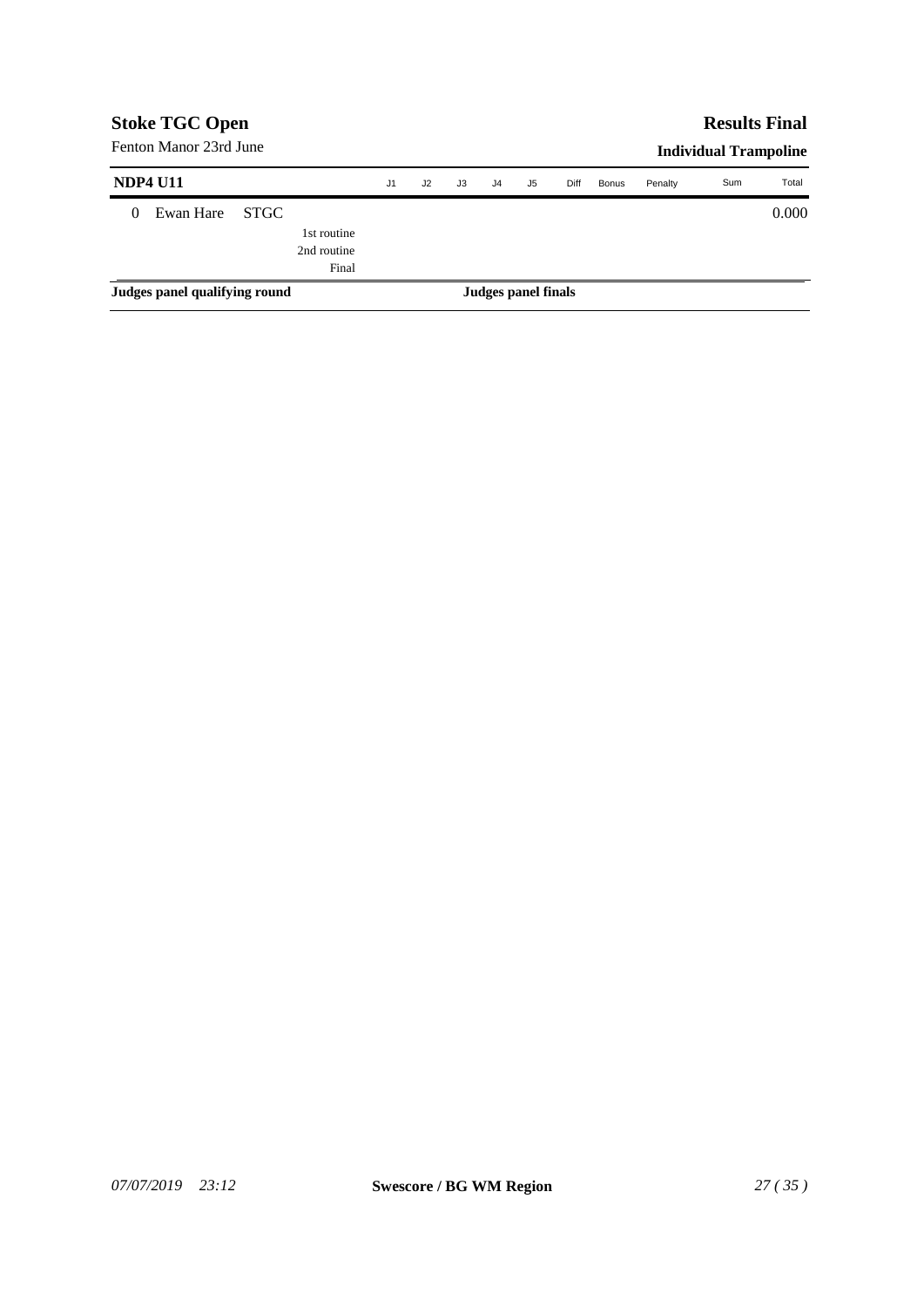## Stoke TGC Open

Fenton Manor 23rd June

## Results Final

### Individual Trampoline

| NDP4 U11 | | J1 | J2 | J3 | J4 | J5 | Diff | Bonus | Penalty | Sum | Total |
|---|---|---|---|---|---|---|---|---|---|---|---|
| 0 Ewan Hare STGC | | | | | | | | | | | 0.000 |
| | 1st routine | | | | | | | | | | |
| | 2nd routine | | | | | | | | | | |
| | Final | | | | | | | | | | |

**Judges panel qualifying round** **Judges panel finals**

*07/07/2019 23:12* **Swescore / BG WM Region**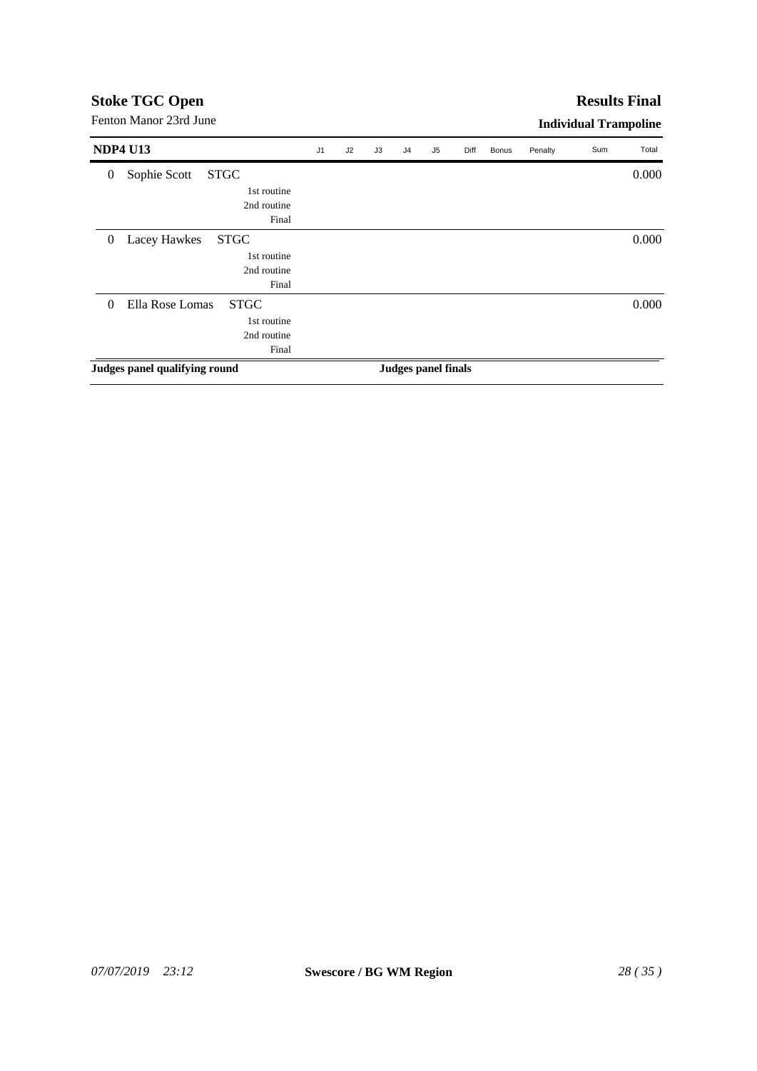**Stoke TGC Open**

Fenton Manor 23rd June

**Results Final**

**Individual Trampoline**

| NDP4 U13 | | J1 | J2 | J3 | J4 | J5 | Diff | Bonus | Penalty | Sum | Total |
|---|---|---|---|---|---|---|---|---|---|---|---|
| 0 | Sophie Scott STGC | | | | | | | | | | 0.000 |
| | 1st routine | | | | | | | | | | |
| | 2nd routine | | | | | | | | | | |
| | Final | | | | | | | | | | |
| 0 | Lacey Hawkes STGC | | | | | | | | | | 0.000 |
| | 1st routine | | | | | | | | | | |
| | 2nd routine | | | | | | | | | | |
| | Final | | | | | | | | | | |
| 0 | Ella Rose Lomas STGC | | | | | | | | | | 0.000 |
| | 1st routine | | | | | | | | | | |
| | 2nd routine | | | | | | | | | | |
| | Final | | | | | | | | | | |

**Judges panel qualifying round** **Judges panel finals**

*07/07/2019 23:12* **Swescore / BG WM Region**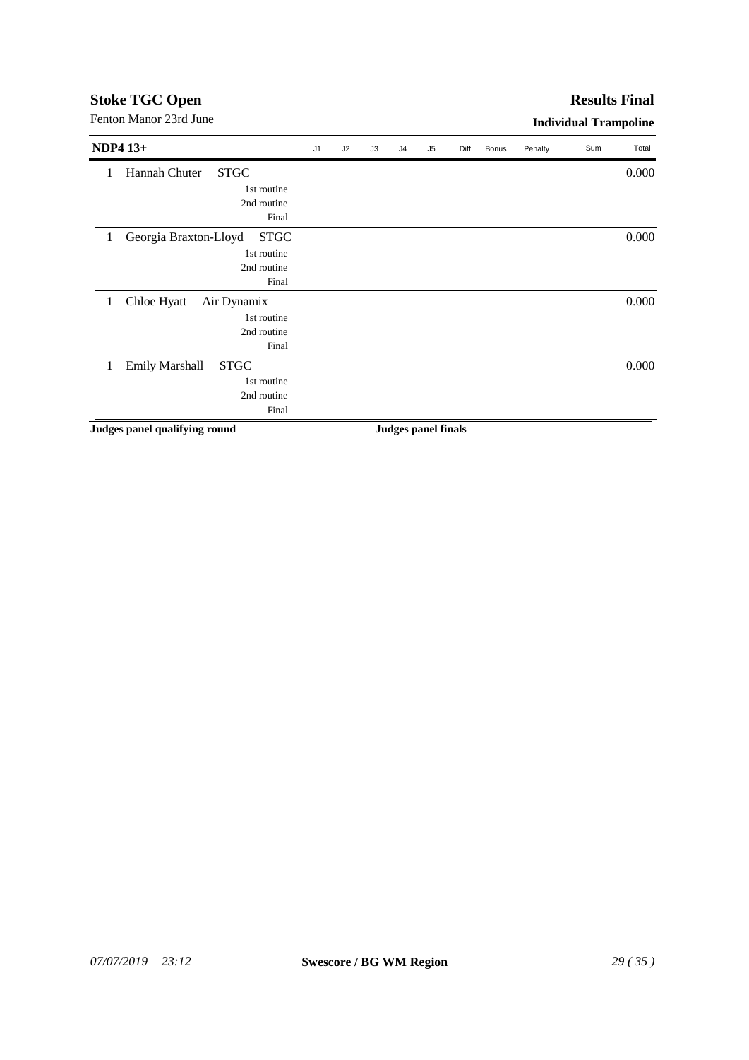# Stoke TGC Open

Fenton Manor 23rd June

## Results Final

### Individual Trampoline

| NDP4 13+ | | J1 | J2 | J3 | J4 | J5 | Diff | Bonus | Penalty | Sum | Total |
|---|---|---|---|---|---|---|---|---|---|---|---|
| 1 | Hannah Chuter STGC | | | | | | | | | | 0.000 |
| | 1st routine | | | | | | | | | | |
| | 2nd routine | | | | | | | | | | |
| | Final | | | | | | | | | | |
| 1 | Georgia Braxton-Lloyd STGC | | | | | | | | | | 0.000 |
| | 1st routine | | | | | | | | | | |
| | 2nd routine | | | | | | | | | | |
| | Final | | | | | | | | | | |
| 1 | Chloe Hyatt Air Dynamix | | | | | | | | | | 0.000 |
| | 1st routine | | | | | | | | | | |
| | 2nd routine | | | | | | | | | | |
| | Final | | | | | | | | | | |
| 1 | Emily Marshall STGC | | | | | | | | | | 0.000 |
| | 1st routine | | | | | | | | | | |
| | 2nd routine | | | | | | | | | | |
| | Final | | | | | | | | | | |

**Judges panel qualifying round** **Judges panel finals**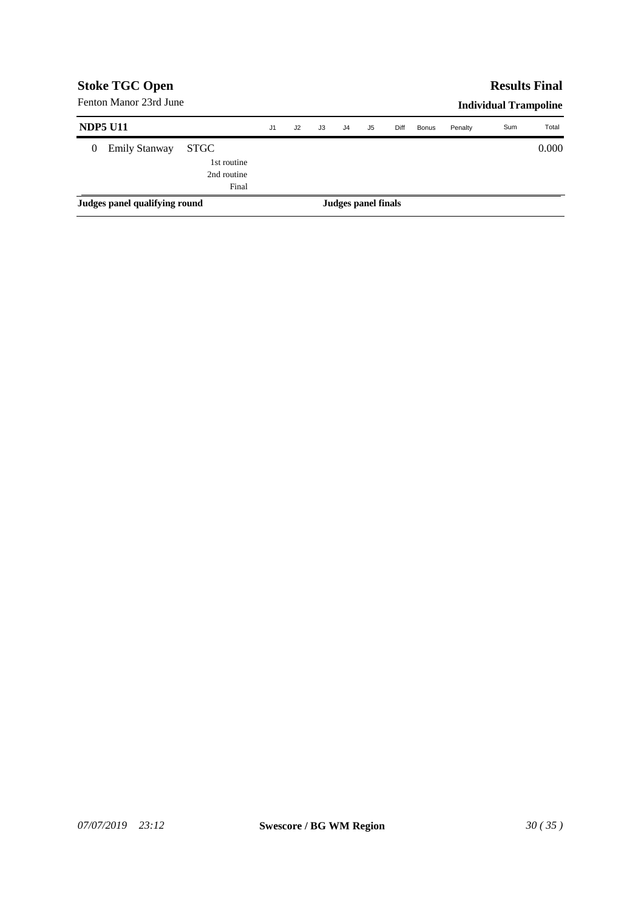**Stoke TGC Open**

Fenton Manor 23rd June

**Results Final**

**Individual Trampoline**

| NDP5 U11 | | | J1 | J2 | J3 | J4 | J5 | Diff | Bonus | Penalty | Sum | Total |
|---|---|---|---|---|---|---|---|---|---|---|---|---|
| 0 | Emily Stanway | STGC | | | | | | | | | | 0.000 |
| | | 1st routine | | | | | | | | | | |
| | | 2nd routine | | | | | | | | | | |
| | | Final | | | | | | | | | | |

**Judges panel qualifying round**

**Judges panel finals**

*07/07/2019 23:12*

**Swescore / BG WM Region**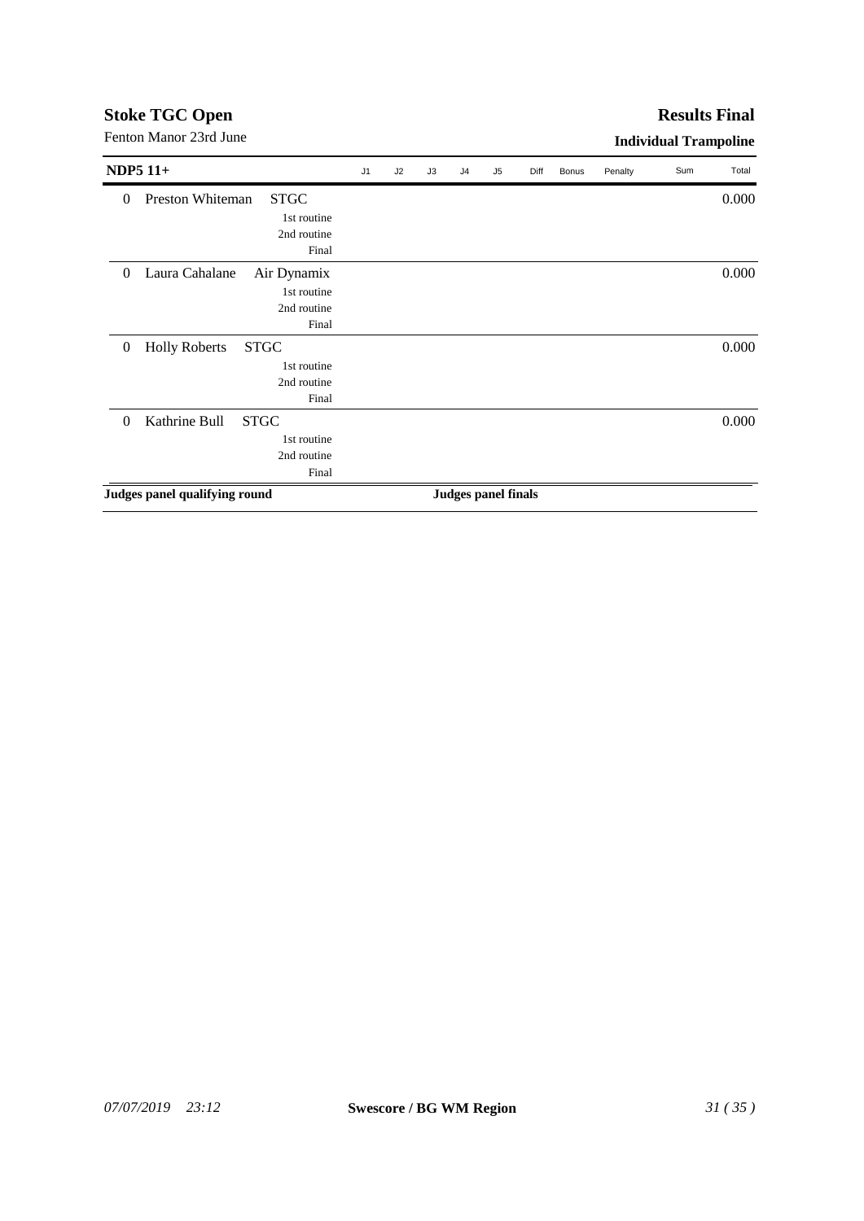**Stoke TGC Open**

Fenton Manor 23rd June

**Results Final**

**Individual Trampoline**

| NDP5 11+ | | | J1 | J2 | J3 | J4 | J5 | Diff | Bonus | Penalty | Sum | Total |
|---|---|---|---|---|---|---|---|---|---|---|---|---|
| 0 | Preston Whiteman | STGC | | | | | | | | | | 0.000 |
| | | 1st routine | | | | | | | | | | |
| | | 2nd routine | | | | | | | | | | |
| | | Final | | | | | | | | | | |
| 0 | Laura Cahalane | Air Dynamix | | | | | | | | | | 0.000 |
| | | 1st routine | | | | | | | | | | |
| | | 2nd routine | | | | | | | | | | |
| | | Final | | | | | | | | | | |
| 0 | Holly Roberts | STGC | | | | | | | | | | 0.000 |
| | | 1st routine | | | | | | | | | | |
| | | 2nd routine | | | | | | | | | | |
| | | Final | | | | | | | | | | |
| 0 | Kathrine Bull | STGC | | | | | | | | | | 0.000 |
| | | 1st routine | | | | | | | | | | |
| | | 2nd routine | | | | | | | | | | |
| | | Final | | | | | | | | | | |

**Judges panel qualifying round** **Judges panel finals**

*07/07/2019 23:12* **Swescore / BG WM Region**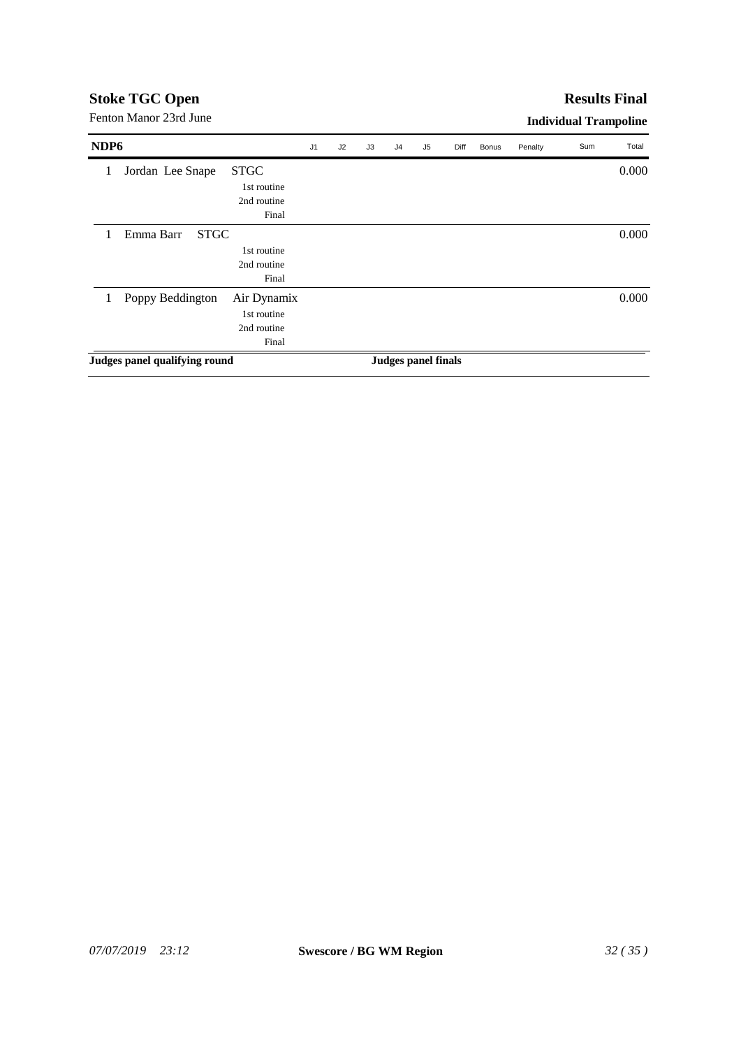## Stoke TGC Open

Fenton Manor 23rd June

## Results Final

**Individual Trampoline**

| NDP6 | | J1 | J2 | J3 | J4 | J5 | Diff | Bonus | Penalty | Sum | Total |
|---|---|---|---|---|---|---|---|---|---|---|---|
| 1 | Jordan Lee Snape STGC | | | | | | | | | | 0.000 |
| | 1st routine | | | | | | | | | | |
| | 2nd routine | | | | | | | | | | |
| | Final | | | | | | | | | | |
| 1 | Emma Barr STGC | | | | | | | | | | 0.000 |
| | 1st routine | | | | | | | | | | |
| | 2nd routine | | | | | | | | | | |
| | Final | | | | | | | | | | |
| 1 | Poppy Beddington Air Dynamix | | | | | | | | | | 0.000 |
| | 1st routine | | | | | | | | | | |
| | 2nd routine | | | | | | | | | | |
| | Final | | | | | | | | | | |

**Judges panel qualifying round** **Judges panel finals**

*07/07/2019 23:12* **Swescore / BG WM Region**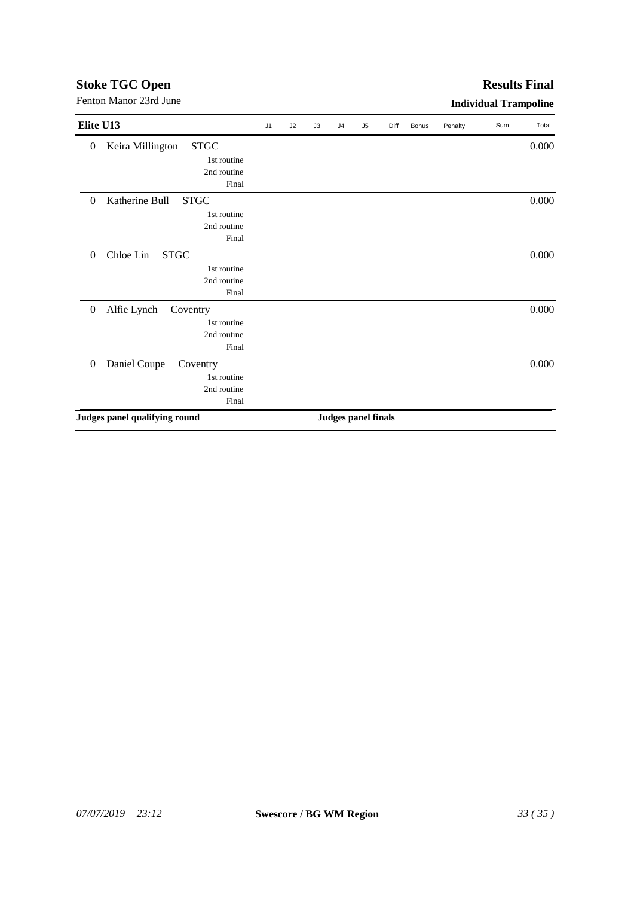**Stoke TGC Open** | **Results Final**

Fenton Manor 23rd June | **Individual Trampoline**

| Elite U13 | | | J1 | J2 | J3 | J4 | J5 | Diff | Bonus | Penalty | Sum | Total |
|---|---|---|---|---|---|---|---|---|---|---|---|---|
| 0 | Keira Millington STGC | | | | | | | | | | | 0.000 |
| | | 1st routine | | | | | | | | | | |
| | | 2nd routine | | | | | | | | | | |
| | | Final | | | | | | | | | | |
| 0 | Katherine Bull STGC | | | | | | | | | | | 0.000 |
| | | 1st routine | | | | | | | | | | |
| | | 2nd routine | | | | | | | | | | |
| | | Final | | | | | | | | | | |
| 0 | Chloe Lin STGC | | | | | | | | | | | 0.000 |
| | | 1st routine | | | | | | | | | | |
| | | 2nd routine | | | | | | | | | | |
| | | Final | | | | | | | | | | |
| 0 | Alfie Lynch Coventry | | | | | | | | | | | 0.000 |
| | | 1st routine | | | | | | | | | | |
| | | 2nd routine | | | | | | | | | | |
| | | Final | | | | | | | | | | |
| 0 | Daniel Coupe Coventry | | | | | | | | | | | 0.000 |
| | | 1st routine | | | | | | | | | | |
| | | 2nd routine | | | | | | | | | | |
| | | Final | | | | | | | | | | |

**Judges panel qualifying round** | **Judges panel finals**

*07/07/2019 23:12* | **Swescore / BG WM Region**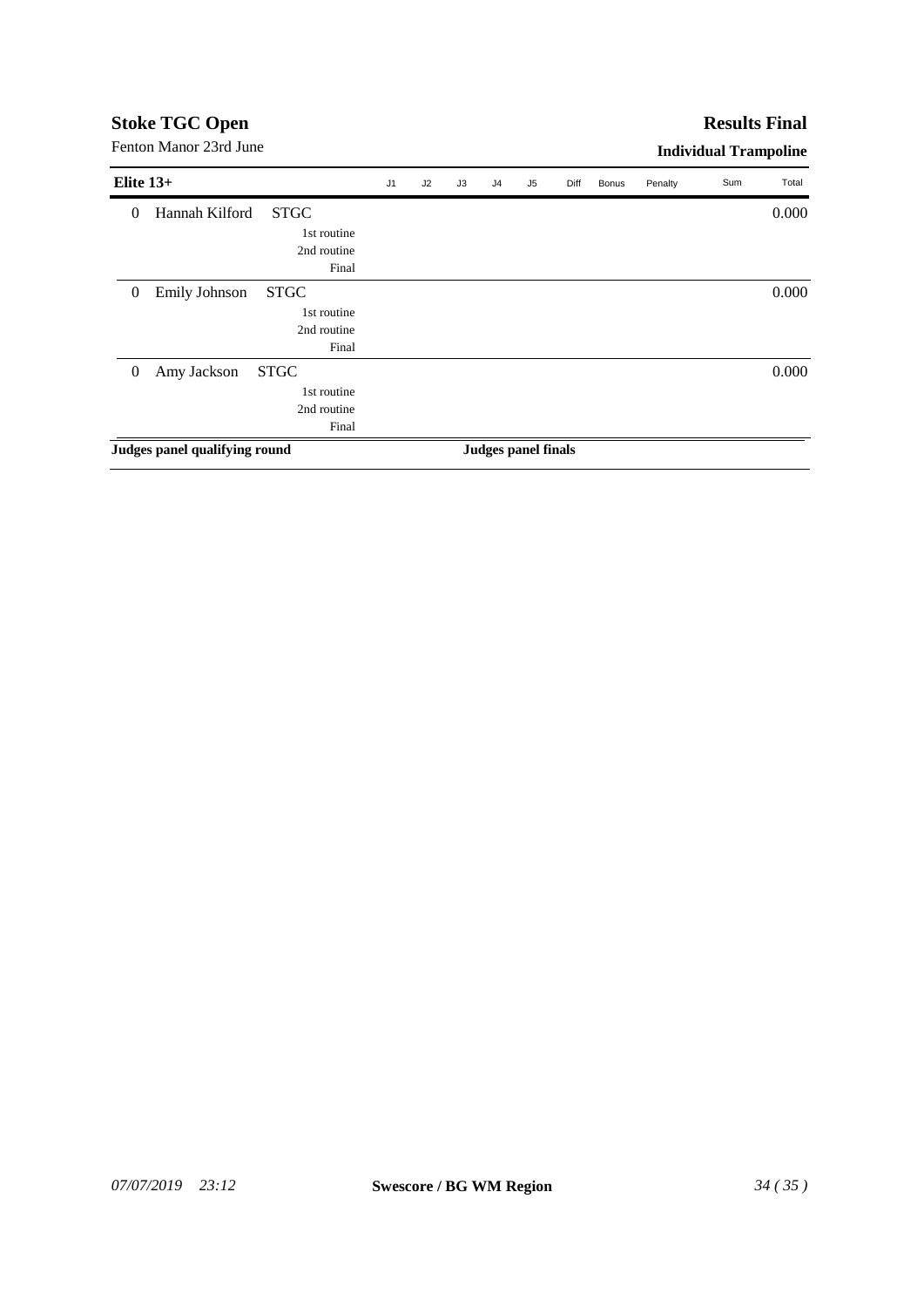## Stoke TGC Open

Fenton Manor 23rd June

## Results Final

### Individual Trampoline

| Elite 13+ | | | J1 | J2 | J3 | J4 | J5 | Diff | Bonus | Penalty | Sum | Total |
|---|---|---|---|---|---|---|---|---|---|---|---|---|
| 0 | Hannah Kilford | STGC | | | | | | | | | | 0.000 |
| | | 1st routine | | | | | | | | | | |
| | | 2nd routine | | | | | | | | | | |
| | | Final | | | | | | | | | | |
| 0 | Emily Johnson | STGC | | | | | | | | | | 0.000 |
| | | 1st routine | | | | | | | | | | |
| | | 2nd routine | | | | | | | | | | |
| | | Final | | | | | | | | | | |
| 0 | Amy Jackson | STGC | | | | | | | | | | 0.000 |
| | | 1st routine | | | | | | | | | | |
| | | 2nd routine | | | | | | | | | | |
| | | Final | | | | | | | | | | |

**Judges panel qualifying round** **Judges panel finals**

*07/07/2019 23:12* **Swescore / BG WM Region**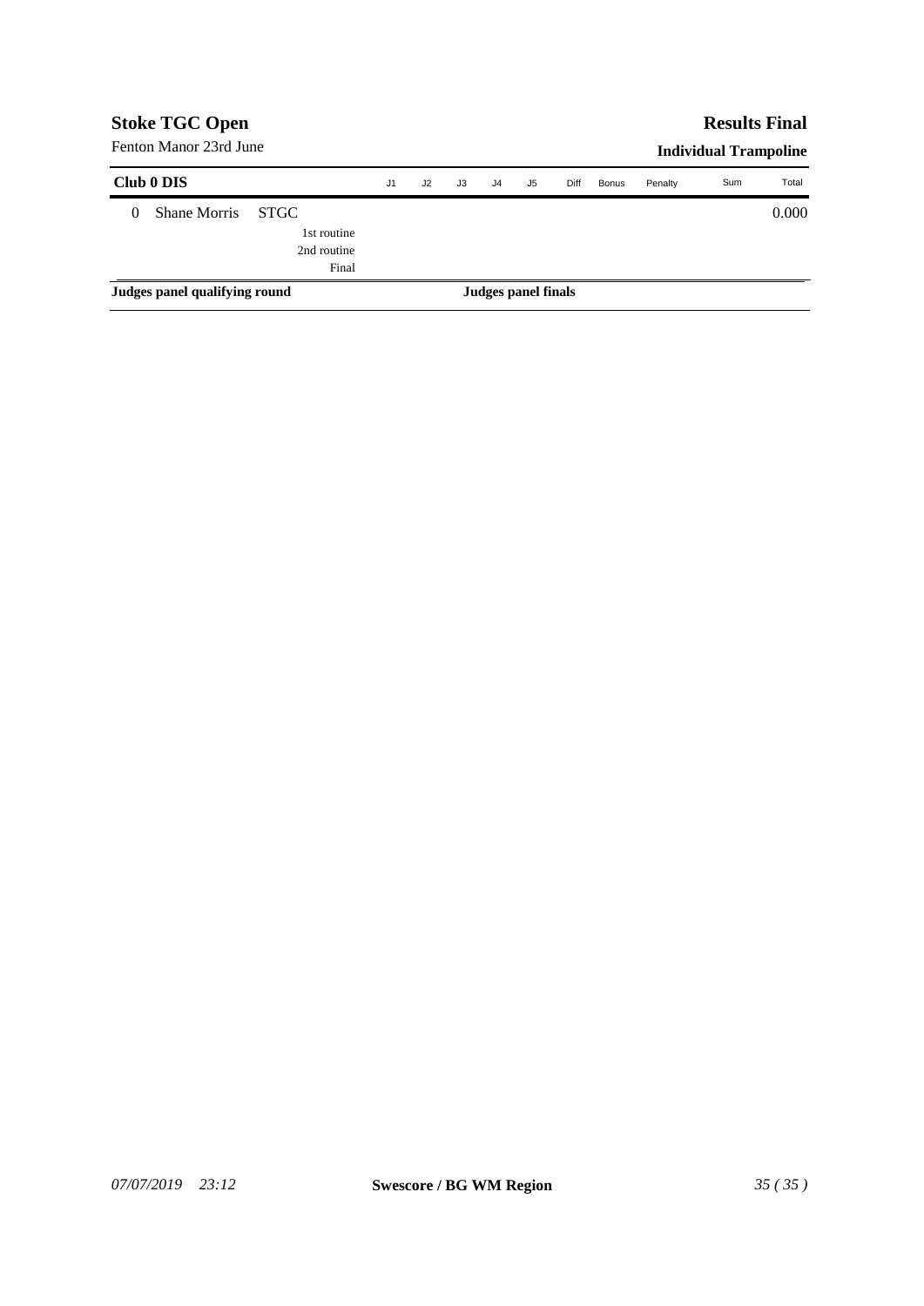**Stoke TGC Open**

Fenton Manor 23rd June

**Results Final**

**Individual Trampoline**

| Club 0 DIS | | J1 | J2 | J3 | J4 | J5 | Diff | Bonus | Penalty | Sum | Total |
|---|---|---|---|---|---|---|---|---|---|---|---|
| 0 Shane Morris STGC | | | | | | | | | | | 0.000 |
| | 1st routine | | | | | | | | | | |
| | 2nd routine | | | | | | | | | | |
| | Final | | | | | | | | | | |

**Judges panel qualifying round** **Judges panel finals**

*07/07/2019 23:12* **Swescore / BG WM Region**